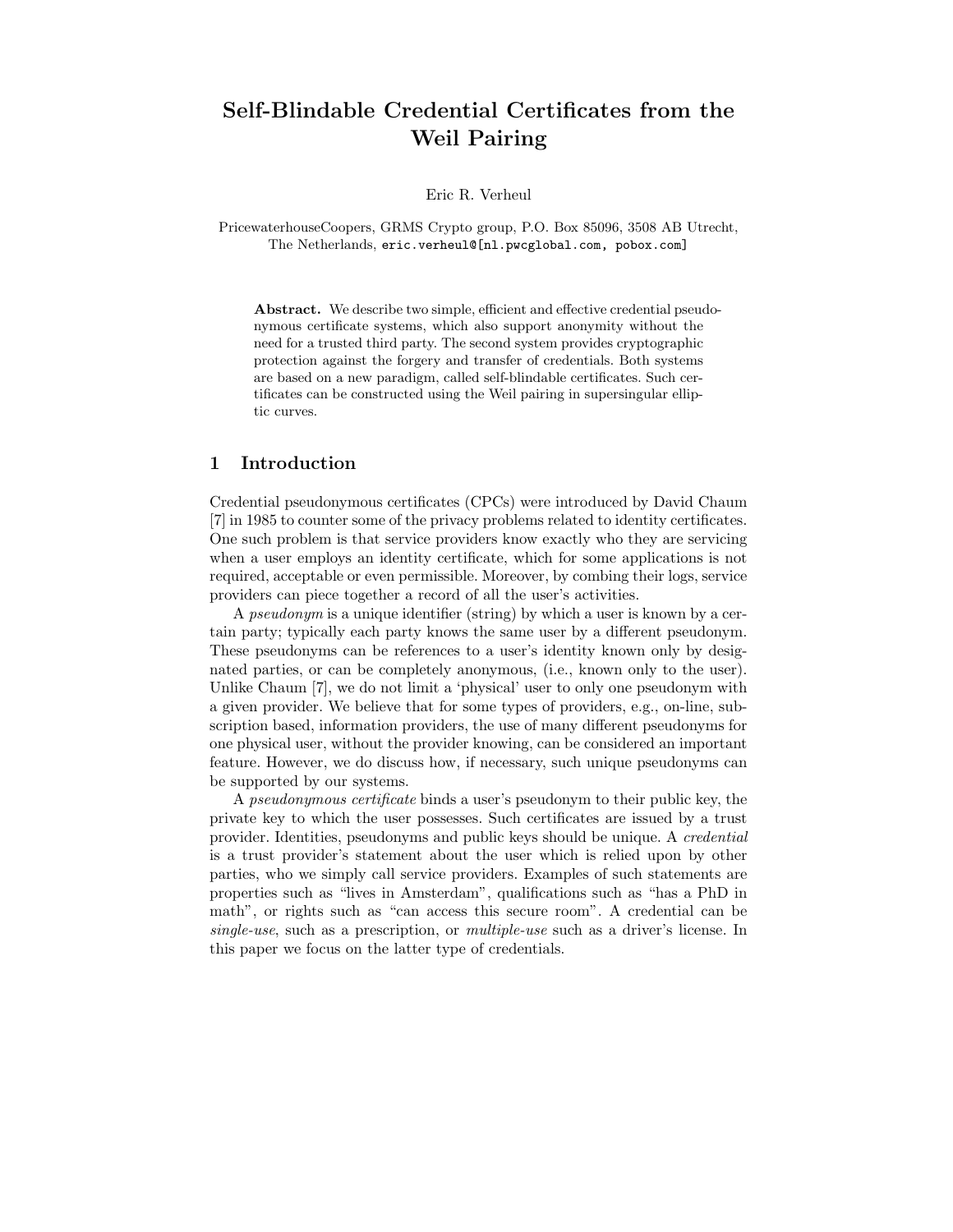# Self-Blindable Credential Certificates from the Weil Pairing

Eric R. Verheul

PricewaterhouseCoopers, GRMS Crypto group, P.O. Box 85096, 3508 AB Utrecht, The Netherlands, eric.verheul@[nl.pwcglobal.com, pobox.com]

**Abstract.** We describe two simple, efficient and effective credential pseudonymous certificate systems, which also support anonymity without the need for a trusted third party. The second system provides cryptographic protection against the forgery and transfer of credentials. Both systems are based on a new paradigm, called self-blindable certificates. Such certificates can be constructed using the Weil pairing in supersingular elliptic curves.

## 1 Introduction

Credential pseudonymous certificates (CPCs) were introduced by David Chaum [7] in 1985 to counter some of the privacy problems related to identity certificates. One such problem is that service providers know exactly who they are servicing when a user employs an identity certificate, which for some applications is not required, acceptable or even permissible. Moreover, by combing their logs, service providers can piece together a record of all the user's activities.

A *pseudonym* is a unique identifier (string) by which a user is known by a certain party; typically each party knows the same user by a different pseudonym. These pseudonyms can be references to a user's identity known only by designated parties, or can be completely anonymous, (i.e., known only to the user). Unlike Chaum [7], we do not limit a 'physical' user to only one pseudonym with a given provider. We believe that for some types of providers, e.g., on-line, subscription based, information providers, the use of many different pseudonyms for one physical user, without the provider knowing, can be considered an important feature. However, we do discuss how, if necessary, such unique pseudonyms can be supported by our systems.

A *pseudonymous certificate* binds a user's pseudonym to their public key, the private key to which the user possesses. Such certificates are issued by a trust provider. Identities, pseudonyms and public keys should be unique. A *credential* is a trust provider's statement about the user which is relied upon by other parties, who we simply call service providers. Examples of such statements are properties such as "lives in Amsterdam", qualifications such as "has a PhD in math", or rights such as "can access this secure room". A credential can be *single-use*, such as a prescription, or *multiple-use* such as a driver's license. In this paper we focus on the latter type of credentials.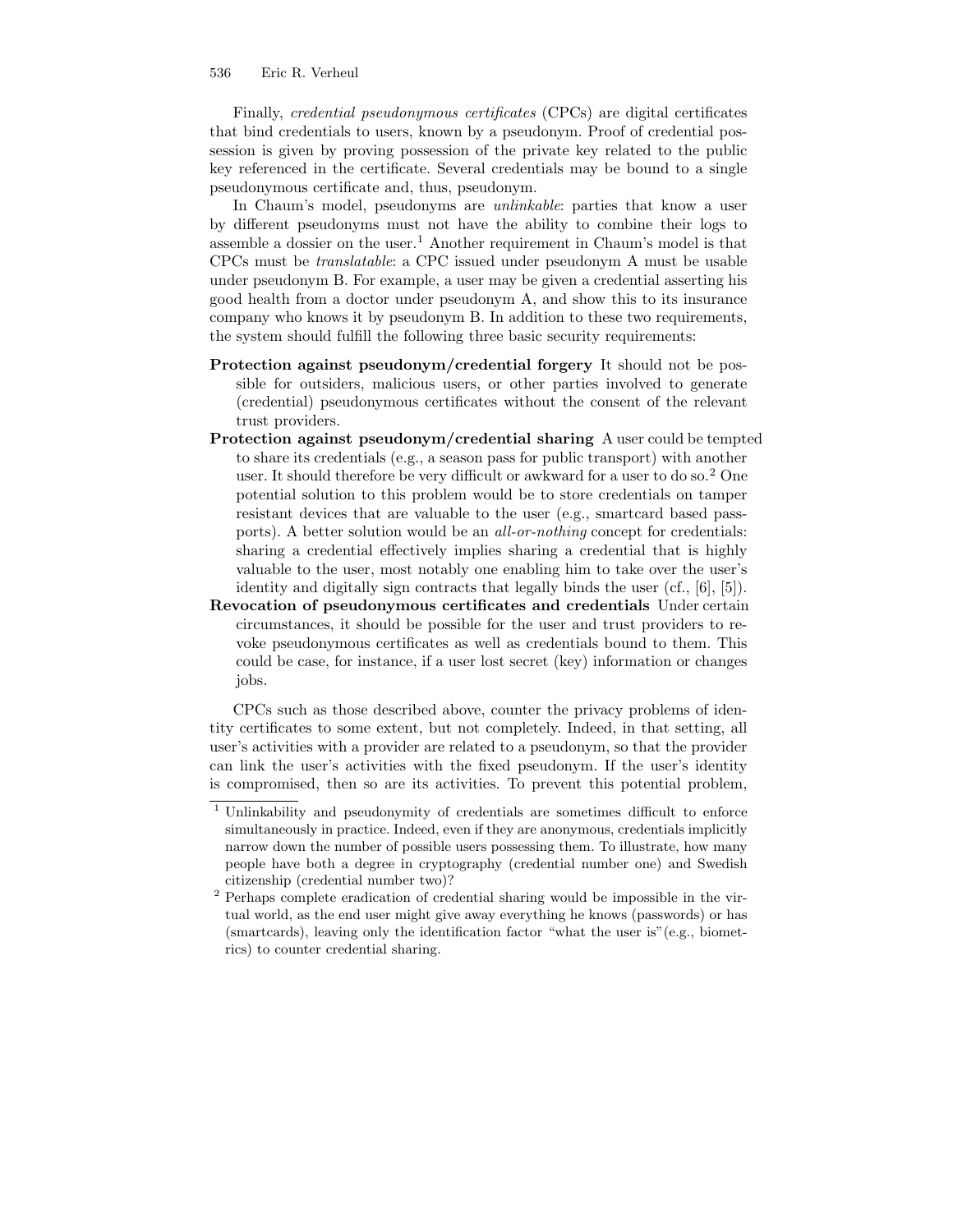Finally, *credential pseudonymous certificates* (CPCs) are digital certificates that bind credentials to users, known by a pseudonym. Proof of credential possession is given by proving possession of the private key related to the public key referenced in the certificate. Several credentials may be bound to a single pseudonymous certificate and, thus, pseudonym.

In Chaum's model, pseudonyms are *unlinkable*: parties that know a user by different pseudonyms must not have the ability to combine their logs to assemble a dossier on the user.[1] Another requirement in Chaum's model is that CPCs must be *translatable*: a CPC issued under pseudonym A must be usable under pseudonym B. For example, a user may be given a credential asserting his good health from a doctor under pseudonym A, and show this to its insurance company who knows it by pseudonym B. In addition to these two requirements, the system should fulfill the following three basic security requirements:

**Protection against pseudonym/credential forgery** It should not be possible for outsiders, malicious users, or other parties involved to generate (credential) pseudonymous certificates without the consent of the relevant trust providers.

**Protection against pseudonym/credential sharing** A user could be tempted to share its credentials (e.g., a season pass for public transport) with another user. It should therefore be very difficult or awkward for a user to do so.[2] One potential solution to this problem would be to store credentials on tamper resistant devices that are valuable to the user (e.g., smartcard based passports). A better solution would be an *all-or-nothing* concept for credentials: sharing a credential effectively implies sharing a credential that is highly valuable to the user, most notably one enabling him to take over the user's identity and digitally sign contracts that legally binds the user (cf., [6], [5]).

**Revocation of pseudonymous certificates and credentials** Under certain circumstances, it should be possible for the user and trust providers to revoke pseudonymous certificates as well as credentials bound to them. This could be case, for instance, if a user lost secret (key) information or changes jobs.

CPCs such as those described above, counter the privacy problems of identity certificates to some extent, but not completely. Indeed, in that setting, all user's activities with a provider are related to a pseudonym, so that the provider can link the user's activities with the fixed pseudonym. If the user's identity is compromised, then so are its activities. To prevent this potential problem,

---

[1] Unlinkability and pseudonymity of credentials are sometimes difficult to enforce simultaneously in practice. Indeed, even if they are anonymous, credentials implicitly narrow down the number of possible users possessing them. To illustrate, how many people have both a degree in cryptography (credential number one) and Swedish citizenship (credential number two)?

[2] Perhaps complete eradication of credential sharing would be impossible in the virtual world, as the end user might give away everything he knows (passwords) or has (smartcards), leaving only the identification factor "what the user is"(e.g., biometrics) to counter credential sharing.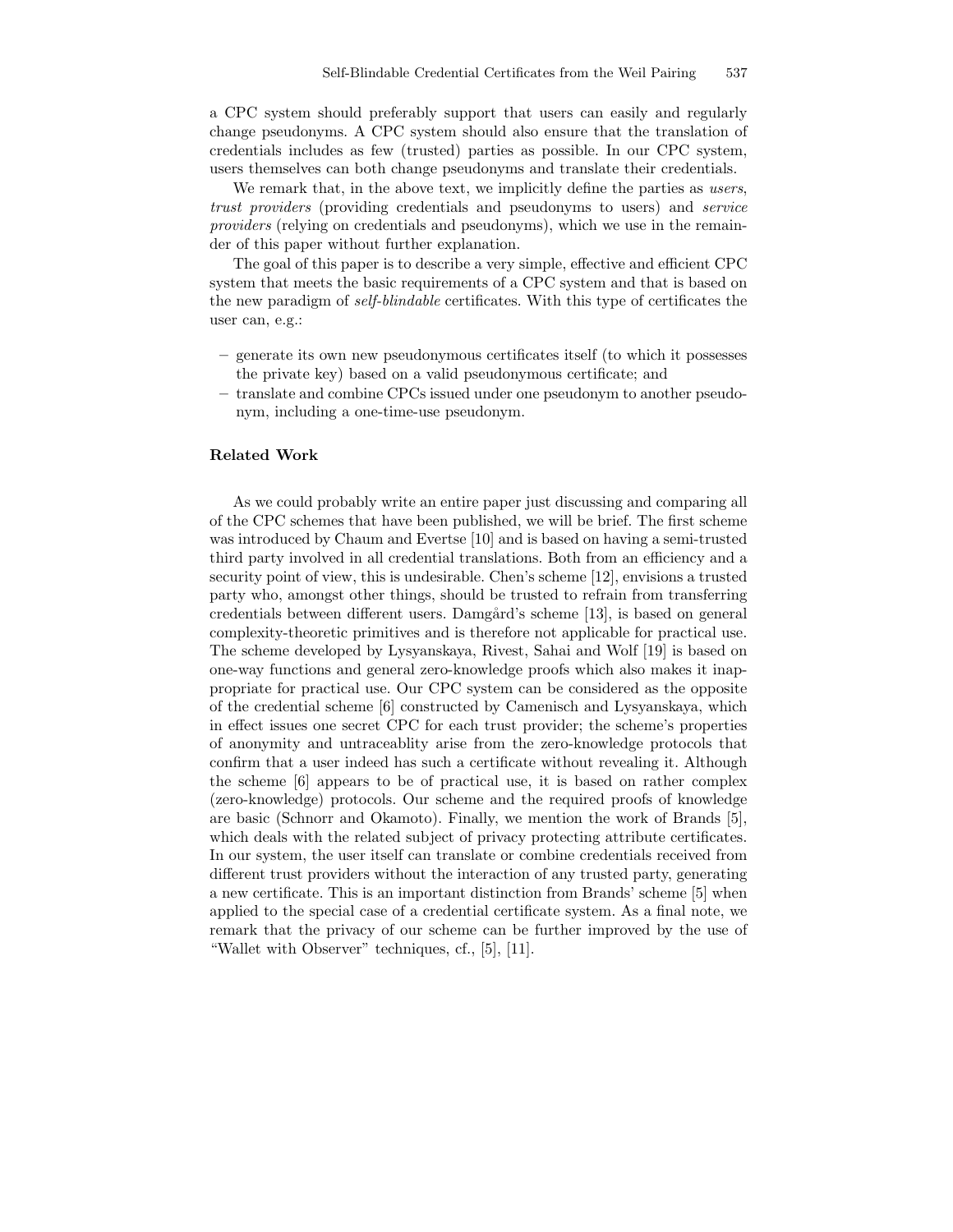a CPC system should preferably support that users can easily and regularly change pseudonyms. A CPC system should also ensure that the translation of credentials includes as few (trusted) parties as possible. In our CPC system, users themselves can both change pseudonyms and translate their credentials.

We remark that, in the above text, we implicitly define the parties as *users*, *trust providers* (providing credentials and pseudonyms to users) and *service providers* (relying on credentials and pseudonyms), which we use in the remainder of this paper without further explanation.

The goal of this paper is to describe a very simple, effective and efficient CPC system that meets the basic requirements of a CPC system and that is based on the new paradigm of *self-blindable* certificates. With this type of certificates the user can, e.g.:

- generate its own new pseudonymous certificates itself (to which it possesses the private key) based on a valid pseudonymous certificate; and
- translate and combine CPCs issued under one pseudonym to another pseudonym, including a one-time-use pseudonym.

### Related Work

As we could probably write an entire paper just discussing and comparing all of the CPC schemes that have been published, we will be brief. The first scheme was introduced by Chaum and Evertse [10] and is based on having a semi-trusted third party involved in all credential translations. Both from an efficiency and a security point of view, this is undesirable. Chen's scheme [12], envisions a trusted party who, amongst other things, should be trusted to refrain from transferring credentials between different users. Damgård's scheme [13], is based on general complexity-theoretic primitives and is therefore not applicable for practical use. The scheme developed by Lysyanskaya, Rivest, Sahai and Wolf [19] is based on one-way functions and general zero-knowledge proofs which also makes it inappropriate for practical use. Our CPC system can be considered as the opposite of the credential scheme [6] constructed by Camenisch and Lysyanskaya, which in effect issues one secret CPC for each trust provider; the scheme's properties of anonymity and untraceablity arise from the zero-knowledge protocols that confirm that a user indeed has such a certificate without revealing it. Although the scheme [6] appears to be of practical use, it is based on rather complex (zero-knowledge) protocols. Our scheme and the required proofs of knowledge are basic (Schnorr and Okamoto). Finally, we mention the work of Brands [5], which deals with the related subject of privacy protecting attribute certificates. In our system, the user itself can translate or combine credentials received from different trust providers without the interaction of any trusted party, generating a new certificate. This is an important distinction from Brands' scheme [5] when applied to the special case of a credential certificate system. As a final note, we remark that the privacy of our scheme can be further improved by the use of "Wallet with Observer" techniques, cf., [5], [11].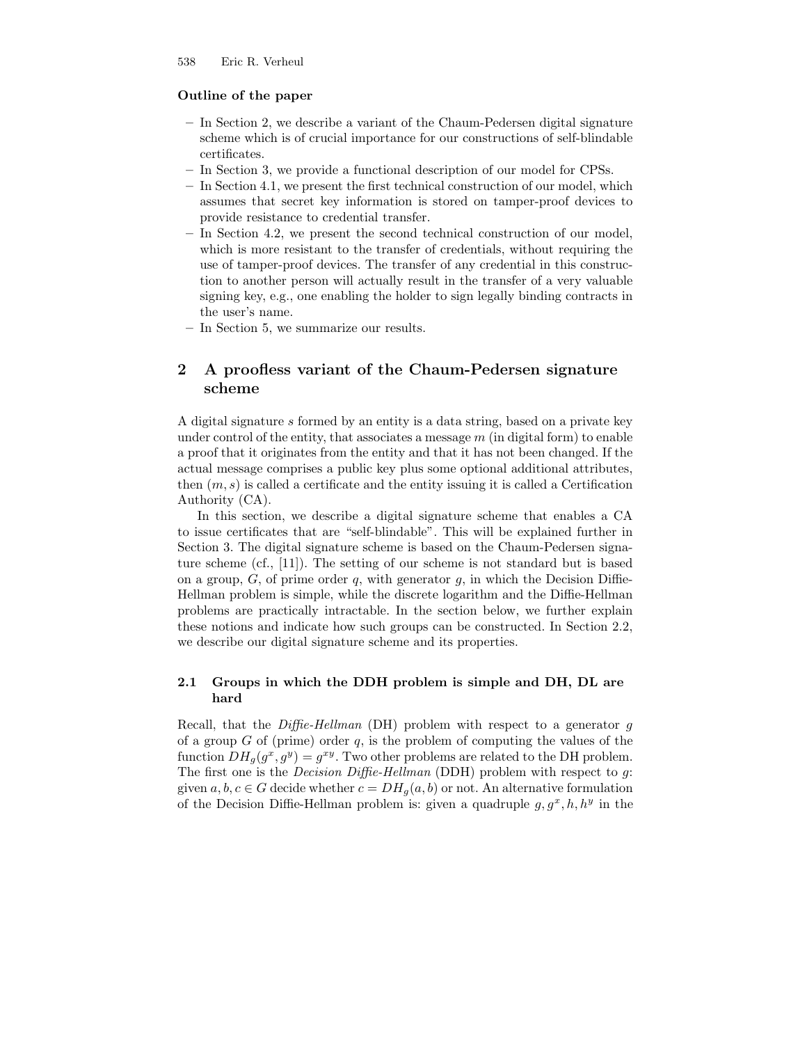### Outline of the paper

- In Section 2, we describe a variant of the Chaum-Pedersen digital signature scheme which is of crucial importance for our constructions of self-blindable certificates.
- In Section 3, we provide a functional description of our model for CPSs.
- In Section 4.1, we present the first technical construction of our model, which assumes that secret key information is stored on tamper-proof devices to provide resistance to credential transfer.
- In Section 4.2, we present the second technical construction of our model, which is more resistant to the transfer of credentials, without requiring the use of tamper-proof devices. The transfer of any credential in this construction to another person will actually result in the transfer of a very valuable signing key, e.g., one enabling the holder to sign legally binding contracts in the user's name.
- In Section 5, we summarize our results.

## 2 A proofless variant of the Chaum-Pedersen signature scheme

A digital signature $s$ formed by an entity is a data string, based on a private key under control of the entity, that associates a message $m$ (in digital form) to enable a proof that it originates from the entity and that it has not been changed. If the actual message comprises a public key plus some optional additional attributes, then $(m, s)$ is called a certificate and the entity issuing it is called a Certification Authority (CA).

In this section, we describe a digital signature scheme that enables a CA to issue certificates that are "self-blindable". This will be explained further in Section 3. The digital signature scheme is based on the Chaum-Pedersen signature scheme (cf., [11]). The setting of our scheme is not standard but is based on a group, $G$, of prime order $q$, with generator $g$, in which the Decision Diffie-Hellman problem is simple, while the discrete logarithm and the Diffie-Hellman problems are practically intractable. In the section below, we further explain these notions and indicate how such groups can be constructed. In Section 2.2, we describe our digital signature scheme and its properties.

### 2.1 Groups in which the DDH problem is simple and DH, DL are hard

Recall, that the *Diffie-Hellman* (DH) problem with respect to a generator $g$ of a group $G$ of (prime) order $q$, is the problem of computing the values of the function $DH_g(g^x, g^y) = g^{xy}$. Two other problems are related to the DH problem. The first one is the *Decision Diffie-Hellman* (DDH) problem with respect to $g$: given $a, b, c \in G$ decide whether $c = DH_g(a, b)$ or not. An alternative formulation of the Decision Diffie-Hellman problem is: given a quadruple $g, g^x, h, h^y$ in the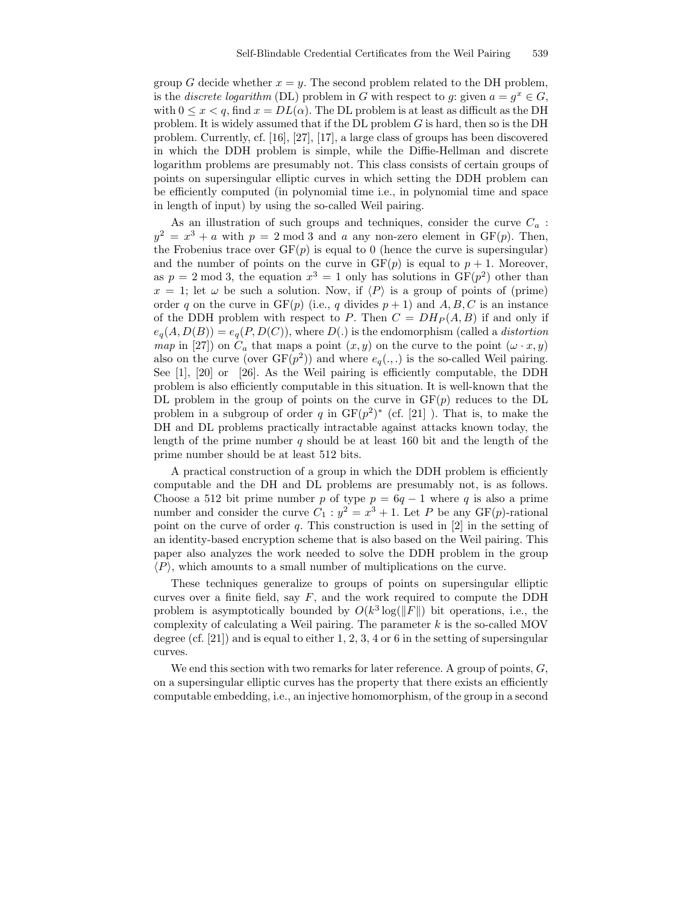group $G$ decide whether $x = y$. The second problem related to the DH problem, is the *discrete logarithm* (DL) problem in $G$ with respect to $g$: given $a = g^x \in G$, with $0 \leq x < q$, find $x = DL(\alpha)$. The DL problem is at least as difficult as the DH problem. It is widely assumed that if the DL problem $G$ is hard, then so is the DH problem. Currently, cf. [16], [27], [17], a large class of groups has been discovered in which the DDH problem is simple, while the Diffie-Hellman and discrete logarithm problems are presumably not. This class consists of certain groups of points on supersingular elliptic curves in which setting the DDH problem can be efficiently computed (in polynomial time i.e., in polynomial time and space in length of input) by using the so-called Weil pairing.

As an illustration of such groups and techniques, consider the curve $C_a$ : $y^2 = x^3 + a$ with $p = 2 \bmod 3$ and $a$ any non-zero element in $\mathrm{GF}(p)$. Then, the Frobenius trace over $\mathrm{GF}(p)$ is equal to 0 (hence the curve is supersingular) and the number of points on the curve in $\mathrm{GF}(p)$ is equal to $p + 1$. Moreover, as $p = 2 \bmod 3$, the equation $x^3 = 1$ only has solutions in $\mathrm{GF}(p^2)$ other than $x = 1$; let $\omega$ be such a solution. Now, if $\langle P \rangle$ is a group of points of (prime) order $q$ on the curve in $\mathrm{GF}(p)$ (i.e., $q$ divides $p + 1$) and $A, B, C$ is an instance of the DDH problem with respect to $P$. Then $C = DH_P(A, B)$ if and only if $e_q(A, D(B)) = e_q(P, D(C))$, where $D(.)$ is the endomorphism (called a *distortion map* in [27]) on $C_a$ that maps a point $(x, y)$ on the curve to the point $(\omega \cdot x, y)$ also on the curve (over $\mathrm{GF}(p^2)$) and where $e_q(.,.)$ is the so-called Weil pairing. See [1], [20] or [26]. As the Weil pairing is efficiently computable, the DDH problem is also efficiently computable in this situation. It is well-known that the DL problem in the group of points on the curve in $\mathrm{GF}(p)$ reduces to the DL problem in a subgroup of order $q$ in $\mathrm{GF}(p^2)^*$ (cf. [21] ). That is, to make the DH and DL problems practically intractable against attacks known today, the length of the prime number $q$ should be at least 160 bit and the length of the prime number should be at least 512 bits.

A practical construction of a group in which the DDH problem is efficiently computable and the DH and DL problems are presumably not, is as follows. Choose a 512 bit prime number $p$ of type $p = 6q - 1$ where $q$ is also a prime number and consider the curve $C_1 : y^2 = x^3 + 1$. Let $P$ be any $\mathrm{GF}(p)$-rational point on the curve of order $q$. This construction is used in [2] in the setting of an identity-based encryption scheme that is also based on the Weil pairing. This paper also analyzes the work needed to solve the DDH problem in the group $\langle P \rangle$, which amounts to a small number of multiplications on the curve.

These techniques generalize to groups of points on supersingular elliptic curves over a finite field, say $F$, and the work required to compute the DDH problem is asymptotically bounded by $O(k^3 \log(\|F\|)$ bit operations, i.e., the complexity of calculating a Weil pairing. The parameter $k$ is the so-called MOV degree (cf. [21]) and is equal to either 1, 2, 3, 4 or 6 in the setting of supersingular curves.

We end this section with two remarks for later reference. A group of points, $G$, on a supersingular elliptic curves has the property that there exists an efficiently computable embedding, i.e., an injective homomorphism, of the group in a second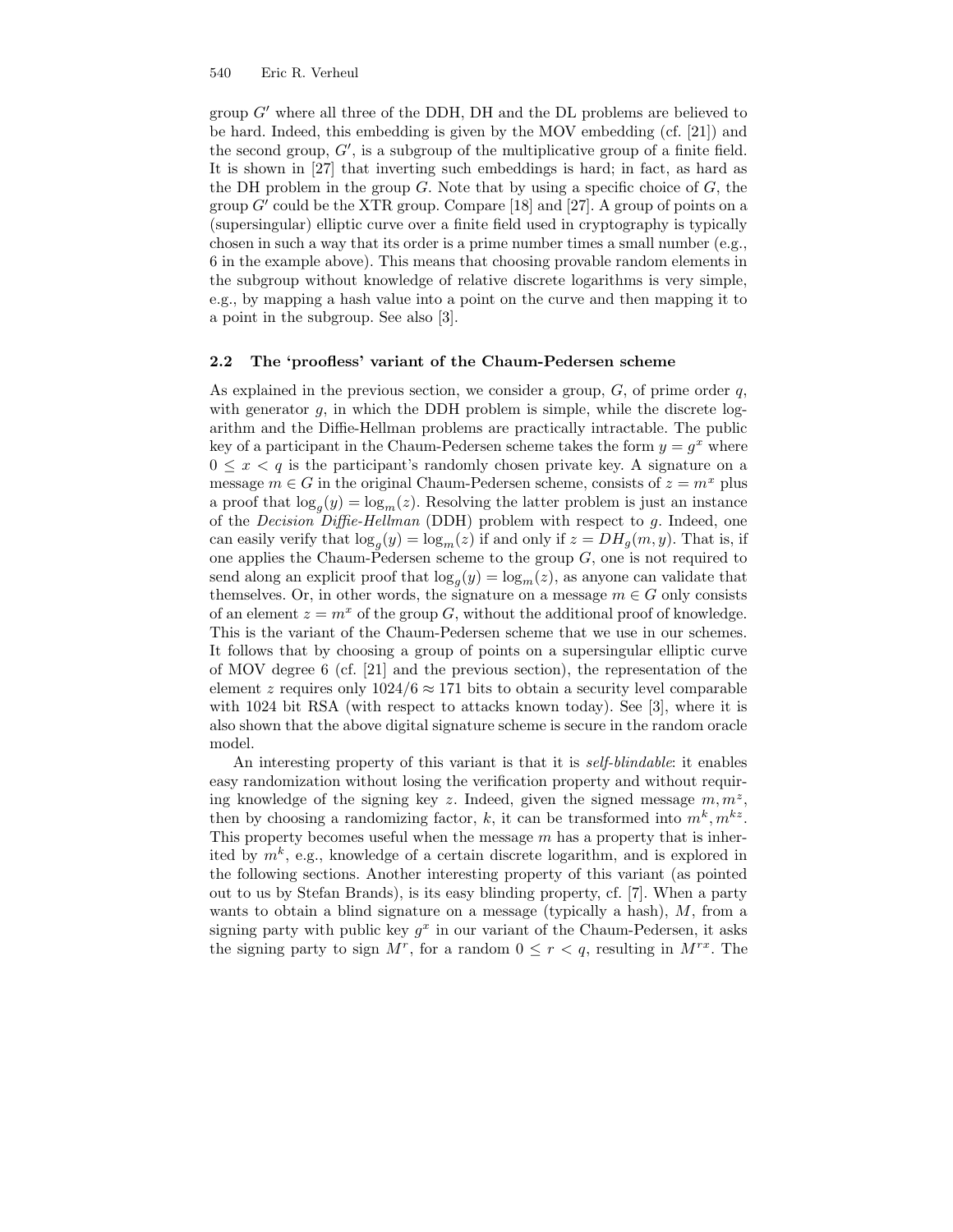group $G'$ where all three of the DDH, DH and the DL problems are believed to be hard. Indeed, this embedding is given by the MOV embedding (cf. [21]) and the second group, $G'$, is a subgroup of the multiplicative group of a finite field. It is shown in [27] that inverting such embeddings is hard; in fact, as hard as the DH problem in the group $G$. Note that by using a specific choice of $G$, the group $G'$ could be the XTR group. Compare [18] and [27]. A group of points on a (supersingular) elliptic curve over a finite field used in cryptography is typically chosen in such a way that its order is a prime number times a small number (e.g., 6 in the example above). This means that choosing provable random elements in the subgroup without knowledge of relative discrete logarithms is very simple, e.g., by mapping a hash value into a point on the curve and then mapping it to a point in the subgroup. See also [3].

### 2.2 The 'proofless' variant of the Chaum-Pedersen scheme

As explained in the previous section, we consider a group, $G$, of prime order $q$, with generator $g$, in which the DDH problem is simple, while the discrete logarithm and the Diffie-Hellman problems are practically intractable. The public key of a participant in the Chaum-Pedersen scheme takes the form $y = g^x$ where $0 \leq x < q$ is the participant's randomly chosen private key. A signature on a message $m \in G$ in the original Chaum-Pedersen scheme, consists of $z = m^x$ plus a proof that $\log_g(y) = \log_m(z)$. Resolving the latter problem is just an instance of the *Decision Diffie-Hellman* (DDH) problem with respect to $g$. Indeed, one can easily verify that $\log_g(y) = \log_m(z)$ if and only if $z = DH_g(m, y)$. That is, if one applies the Chaum-Pedersen scheme to the group $G$, one is not required to send along an explicit proof that $\log_g(y) = \log_m(z)$, as anyone can validate that themselves. Or, in other words, the signature on a message $m \in G$ only consists of an element $z = m^x$ of the group $G$, without the additional proof of knowledge. This is the variant of the Chaum-Pedersen scheme that we use in our schemes. It follows that by choosing a group of points on a supersingular elliptic curve of MOV degree 6 (cf. [21] and the previous section), the representation of the element $z$ requires only $1024/6 \approx 171$ bits to obtain a security level comparable with 1024 bit RSA (with respect to attacks known today). See [3], where it is also shown that the above digital signature scheme is secure in the random oracle model.

An interesting property of this variant is that it is *self-blindable*: it enables easy randomization without losing the verification property and without requiring knowledge of the signing key $z$. Indeed, given the signed message $m, m^z$, then by choosing a randomizing factor, $k$, it can be transformed into $m^k, m^{kz}$. This property becomes useful when the message $m$ has a property that is inherited by $m^k$, e.g., knowledge of a certain discrete logarithm, and is explored in the following sections. Another interesting property of this variant (as pointed out to us by Stefan Brands), is its easy blinding property, cf. [7]. When a party wants to obtain a blind signature on a message (typically a hash), $M$, from a signing party with public key $g^x$ in our variant of the Chaum-Pedersen, it asks the signing party to sign $M^r$, for a random $0 \leq r < q$, resulting in $M^{rx}$. The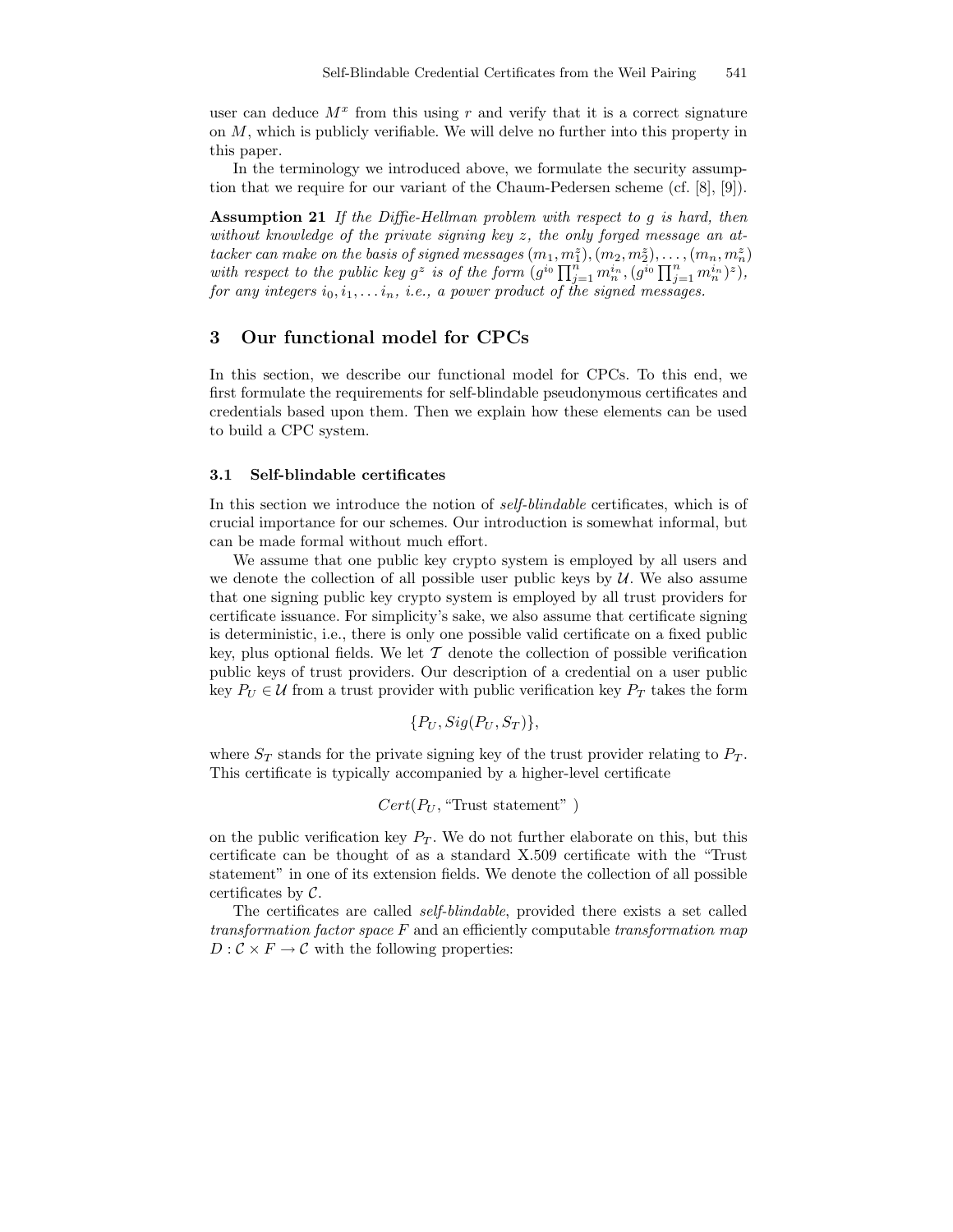user can deduce $M^x$ from this using $r$ and verify that it is a correct signature on $M$, which is publicly verifiable. We will delve no further into this property in this paper.

In the terminology we introduced above, we formulate the security assumption that we require for our variant of the Chaum-Pedersen scheme (cf. [8], [9]).

**Assumption 21** *If the Diffie-Hellman problem with respect to $g$ is hard, then without knowledge of the private signing key $z$, the only forged message an attacker can make on the basis of signed messages $(m_1, m_1^z), (m_2, m_2^z), \ldots, (m_n, m_n^z)$ with respect to the public key $g^z$ is of the form $(g^{i_0} \prod_{j=1}^{n} m_n^{i_n}, (g^{i_0} \prod_{j=1}^{n} m_n^{i_n})^z)$, for any integers $i_0, i_1, \ldots i_n$, i.e., a power product of the signed messages.*

## 3 Our functional model for CPCs

In this section, we describe our functional model for CPCs. To this end, we first formulate the requirements for self-blindable pseudonymous certificates and credentials based upon them. Then we explain how these elements can be used to build a CPC system.

### 3.1 Self-blindable certificates

In this section we introduce the notion of *self-blindable* certificates, which is of crucial importance for our schemes. Our introduction is somewhat informal, but can be made formal without much effort.

We assume that one public key crypto system is employed by all users and we denote the collection of all possible user public keys by $\mathcal{U}$. We also assume that one signing public key crypto system is employed by all trust providers for certificate issuance. For simplicity's sake, we also assume that certificate signing is deterministic, i.e., there is only one possible valid certificate on a fixed public key, plus optional fields. We let $\mathcal{T}$ denote the collection of possible verification public keys of trust providers. Our description of a credential on a user public key $P_U \in \mathcal{U}$ from a trust provider with public verification key $P_T$ takes the form

$$\{P_U, Sig(P_U, S_T)\},$$

where $S_T$ stands for the private signing key of the trust provider relating to $P_T$. This certificate is typically accompanied by a higher-level certificate

$$Cert(P_U, \text{"Trust statement"})$$

on the public verification key $P_T$. We do not further elaborate on this, but this certificate can be thought of as a standard X.509 certificate with the "Trust statement" in one of its extension fields. We denote the collection of all possible certificates by $\mathcal{C}$.

The certificates are called *self-blindable*, provided there exists a set called *transformation factor space* $F$ and an efficiently computable *transformation map* $D : \mathcal{C} \times F \rightarrow \mathcal{C}$ with the following properties: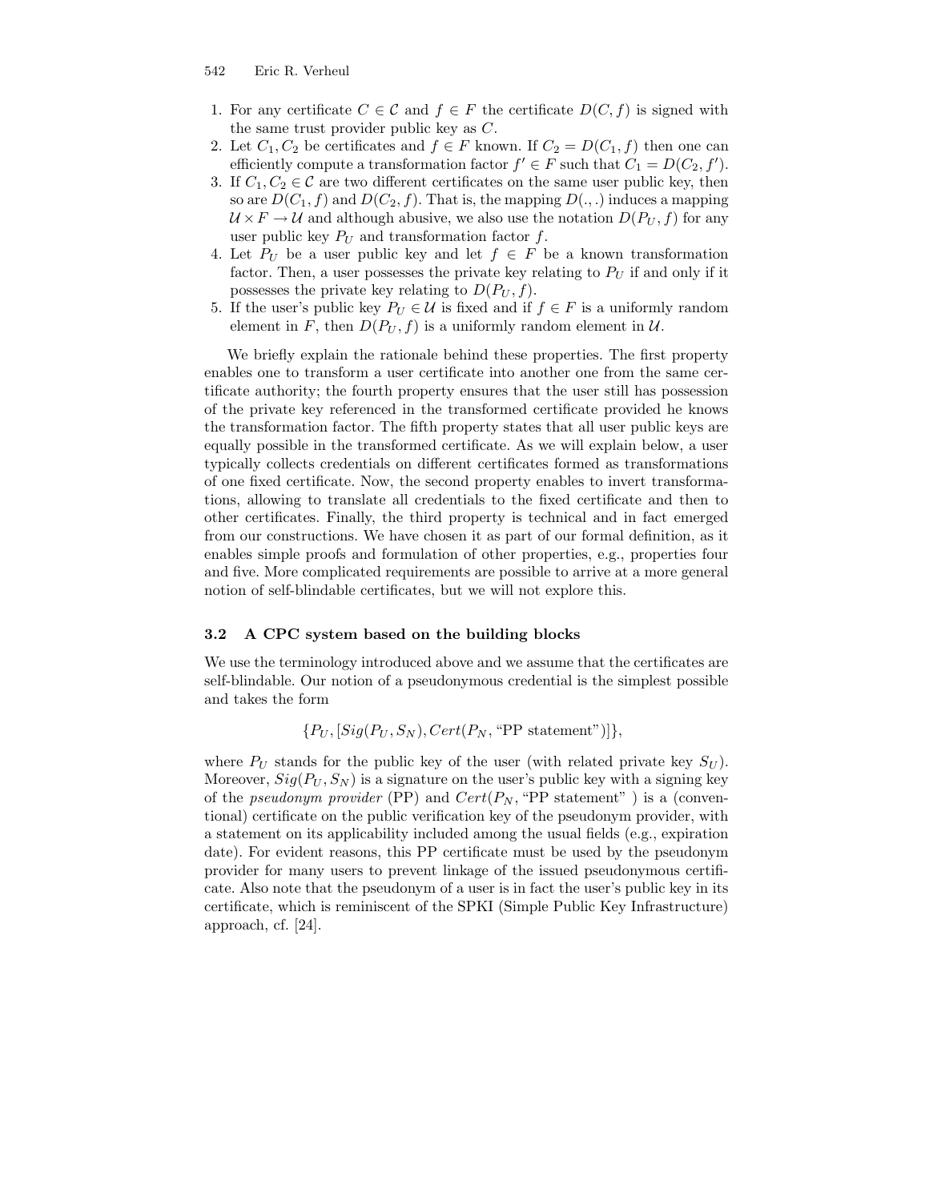1. For any certificate $C \in \mathcal{C}$ and $f \in F$ the certificate $D(C, f)$ is signed with the same trust provider public key as $C$.
2. Let $C_1, C_2$ be certificates and $f \in F$ known. If $C_2 = D(C_1, f)$ then one can efficiently compute a transformation factor $f' \in F$ such that $C_1 = D(C_2, f')$.
3. If $C_1, C_2 \in \mathcal{C}$ are two different certificates on the same user public key, then so are $D(C_1, f)$ and $D(C_2, f)$. That is, the mapping $D(.,.)$ induces a mapping $\mathcal{U} \times F \to \mathcal{U}$ and although abusive, we also use the notation $D(P_U, f)$ for any user public key $P_U$ and transformation factor $f$.
4. Let $P_U$ be a user public key and let $f \in F$ be a known transformation factor. Then, a user possesses the private key relating to $P_U$ if and only if it possesses the private key relating to $D(P_U, f)$.
5. If the user's public key $P_U \in \mathcal{U}$ is fixed and if $f \in F$ is a uniformly random element in $F$, then $D(P_U, f)$ is a uniformly random element in $\mathcal{U}$.

We briefly explain the rationale behind these properties. The first property enables one to transform a user certificate into another one from the same certificate authority; the fourth property ensures that the user still has possession of the private key referenced in the transformed certificate provided he knows the transformation factor. The fifth property states that all user public keys are equally possible in the transformed certificate. As we will explain below, a user typically collects credentials on different certificates formed as transformations of one fixed certificate. Now, the second property enables to invert transformations, allowing to translate all credentials to the fixed certificate and then to other certificates. Finally, the third property is technical and in fact emerged from our constructions. We have chosen it as part of our formal definition, as it enables simple proofs and formulation of other properties, e.g., properties four and five. More complicated requirements are possible to arrive at a more general notion of self-blindable certificates, but we will not explore this.

### 3.2 A CPC system based on the building blocks

We use the terminology introduced above and we assume that the certificates are self-blindable. Our notion of a pseudonymous credential is the simplest possible and takes the form

$$\{P_U, [Sig(P_U, S_N), Cert(P_N, \text{"PP statement"})]\},$$

where $P_U$ stands for the public key of the user (with related private key $S_U$). Moreover, $Sig(P_U, S_N)$ is a signature on the user's public key with a signing key of the *pseudonym provider* (PP) and $Cert(P_N, \text{"PP statement"})$ is a (conventional) certificate on the public verification key of the pseudonym provider, with a statement on its applicability included among the usual fields (e.g., expiration date). For evident reasons, this PP certificate must be used by the pseudonym provider for many users to prevent linkage of the issued pseudonymous certificate. Also note that the pseudonym of a user is in fact the user's public key in its certificate, which is reminiscent of the SPKI (Simple Public Key Infrastructure) approach, cf. [24].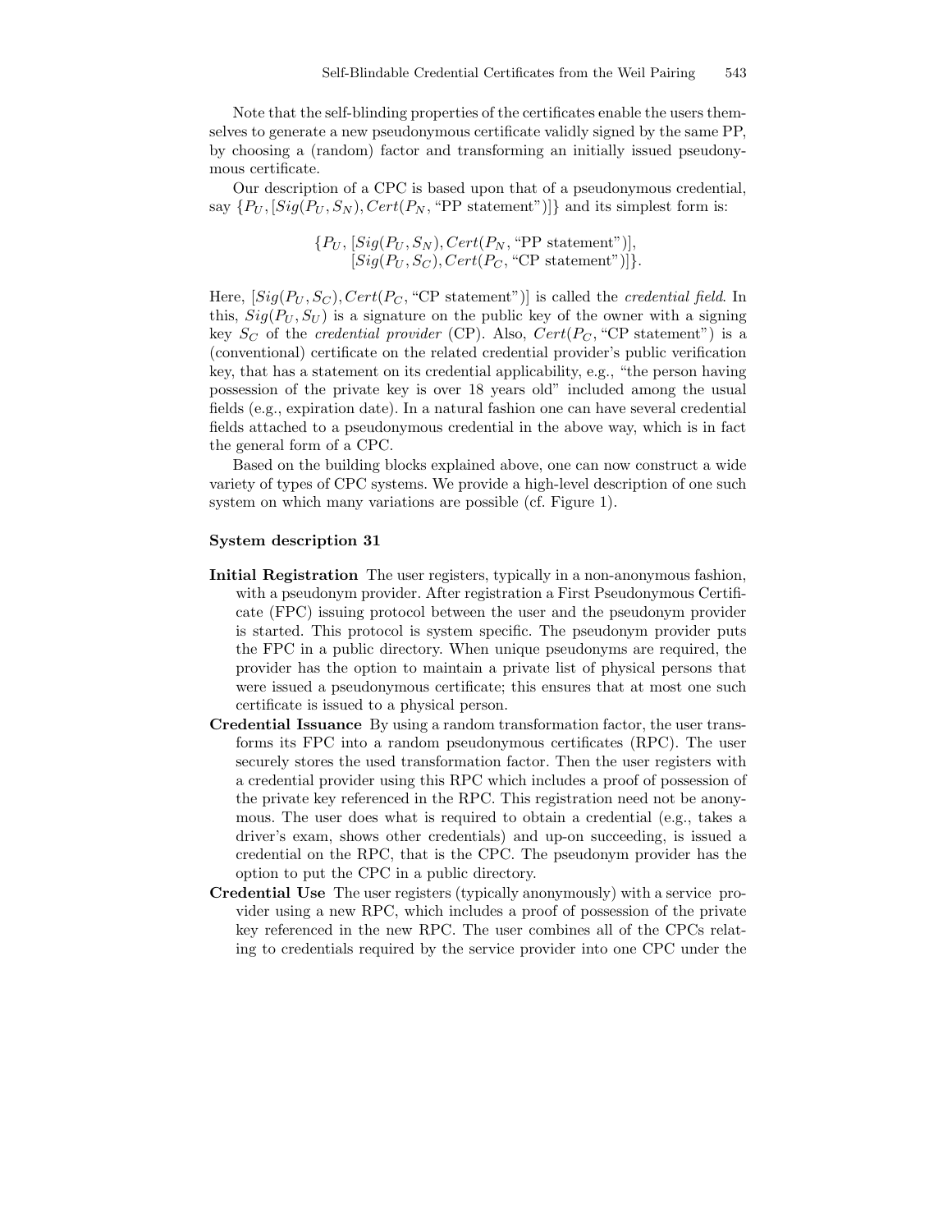Note that the self-blinding properties of the certificates enable the users themselves to generate a new pseudonymous certificate validly signed by the same PP, by choosing a (random) factor and transforming an initially issued pseudonymous certificate.

Our description of a CPC is based upon that of a pseudonymous credential, say $\{P_U, [Sig(P_U, S_N), Cert(P_N, \text{"PP statement"})]\}$ and its simplest form is:

$$\{P_U, [Sig(P_U, S_N), Cert(P_N, \text{"PP statement"})], \\ [Sig(P_U, S_C), Cert(P_C, \text{"CP statement"})]\}.$$

Here, $[Sig(P_U, S_C), Cert(P_C, \text{"CP statement"})]$ is called the *credential field*. In this, $Sig(P_U, S_U)$ is a signature on the public key of the owner with a signing key $S_C$ of the *credential provider* (CP). Also, $Cert(P_C, \text{"CP statement"})$ is a (conventional) certificate on the related credential provider's public verification key, that has a statement on its credential applicability, e.g., "the person having possession of the private key is over 18 years old" included among the usual fields (e.g., expiration date). In a natural fashion one can have several credential fields attached to a pseudonymous credential in the above way, which is in fact the general form of a CPC.

Based on the building blocks explained above, one can now construct a wide variety of types of CPC systems. We provide a high-level description of one such system on which many variations are possible (cf. Figure 1).

**System description 31**

- **Initial Registration** The user registers, typically in a non-anonymous fashion, with a pseudonym provider. After registration a First Pseudonymous Certificate (FPC) issuing protocol between the user and the pseudonym provider is started. This protocol is system specific. The pseudonym provider puts the FPC in a public directory. When unique pseudonyms are required, the provider has the option to maintain a private list of physical persons that were issued a pseudonymous certificate; this ensures that at most one such certificate is issued to a physical person.
- **Credential Issuance** By using a random transformation factor, the user transforms its FPC into a random pseudonymous certificates (RPC). The user securely stores the used transformation factor. Then the user registers with a credential provider using this RPC which includes a proof of possession of the private key referenced in the RPC. This registration need not be anonymous. The user does what is required to obtain a credential (e.g., takes a driver's exam, shows other credentials) and up-on succeeding, is issued a credential on the RPC, that is the CPC. The pseudonym provider has the option to put the CPC in a public directory.
- **Credential Use** The user registers (typically anonymously) with a service provider using a new RPC, which includes a proof of possession of the private key referenced in the new RPC. The user combines all of the CPCs relating to credentials required by the service provider into one CPC under the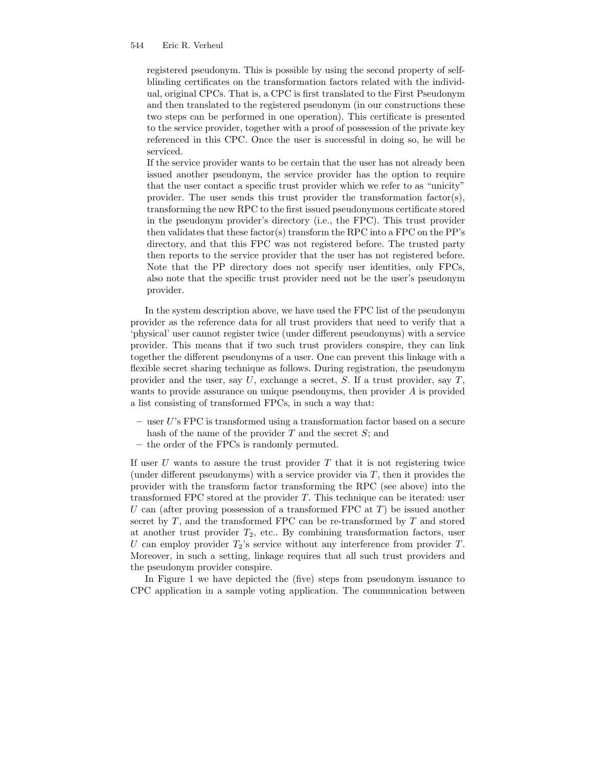registered pseudonym. This is possible by using the second property of self-blinding certificates on the transformation factors related with the individual, original CPCs. That is, a CPC is first translated to the First Pseudonym and then translated to the registered pseudonym (in our constructions these two steps can be performed in one operation). This certificate is presented to the service provider, together with a proof of possession of the private key referenced in this CPC. Once the user is successful in doing so, he will be serviced.

If the service provider wants to be certain that the user has not already been issued another pseudonym, the service provider has the option to require that the user contact a specific trust provider which we refer to as "unicity" provider. The user sends this trust provider the transformation factor(s), transforming the new RPC to the first issued pseudonymous certificate stored in the pseudonym provider's directory (i.e., the FPC). This trust provider then validates that these factor(s) transform the RPC into a FPC on the PP's directory, and that this FPC was not registered before. The trusted party then reports to the service provider that the user has not registered before. Note that the PP directory does not specify user identities, only FPCs, also note that the specific trust provider need not be the user's pseudonym provider.

In the system description above, we have used the FPC list of the pseudonym provider as the reference data for all trust providers that need to verify that a 'physical' user cannot register twice (under different pseudonyms) with a service provider. This means that if two such trust providers conspire, they can link together the different pseudonyms of a user. One can prevent this linkage with a flexible secret sharing technique as follows. During registration, the pseudonym provider and the user, say $U$, exchange a secret, $S$. If a trust provider, say $T$, wants to provide assurance on unique pseudonyms, then provider $A$ is provided a list consisting of transformed FPCs, in such a way that:

- user $U$'s FPC is transformed using a transformation factor based on a secure hash of the name of the provider $T$ and the secret $S$; and
- the order of the FPCs is randomly permuted.

If user $U$ wants to assure the trust provider $T$ that it is not registering twice (under different pseudonyms) with a service provider via $T$, then it provides the provider with the transform factor transforming the RPC (see above) into the transformed FPC stored at the provider $T$. This technique can be iterated: user $U$ can (after proving possession of a transformed FPC at $T$) be issued another secret by $T$, and the transformed FPC can be re-transformed by $T$ and stored at another trust provider $T_2$, etc.. By combining transformation factors, user $U$ can employ provider $T_2$'s service without any interference from provider $T$. Moreover, in such a setting, linkage requires that all such trust providers and the pseudonym provider conspire.

In Figure 1 we have depicted the (five) steps from pseudonym issuance to CPC application in a sample voting application. The communication between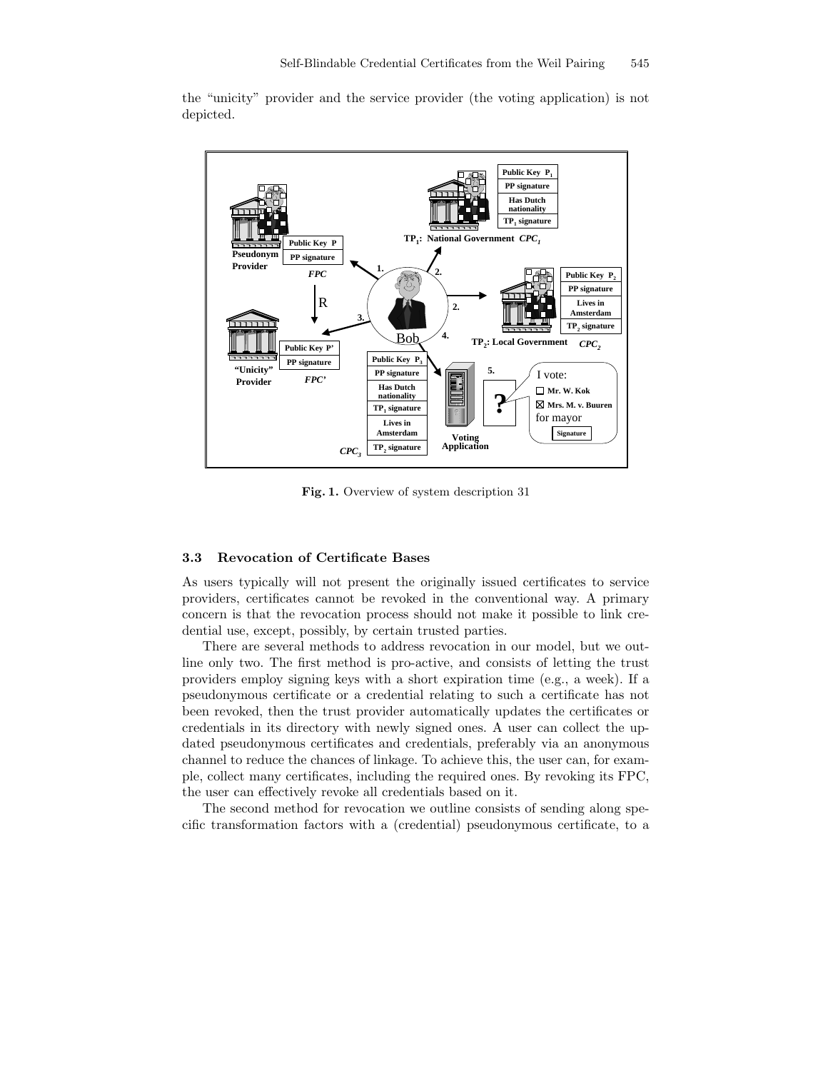the "unicity" provider and the service provider (the voting application) is not depicted.

**Fig. 1.** Overview of system description 31

### 3.3 Revocation of Certificate Bases

As users typically will not present the originally issued certificates to service providers, certificates cannot be revoked in the conventional way. A primary concern is that the revocation process should not make it possible to link credential use, except, possibly, by certain trusted parties.

There are several methods to address revocation in our model, but we outline only two. The first method is pro-active, and consists of letting the trust providers employ signing keys with a short expiration time (e.g., a week). If a pseudonymous certificate or a credential relating to such a certificate has not been revoked, then the trust provider automatically updates the certificates or credentials in its directory with newly signed ones. A user can collect the updated pseudonymous certificates and credentials, preferably via an anonymous channel to reduce the chances of linkage. To achieve this, the user can, for example, collect many certificates, including the required ones. By revoking its FPC, the user can effectively revoke all credentials based on it.

The second method for revocation we outline consists of sending along specific transformation factors with a (credential) pseudonymous certificate, to a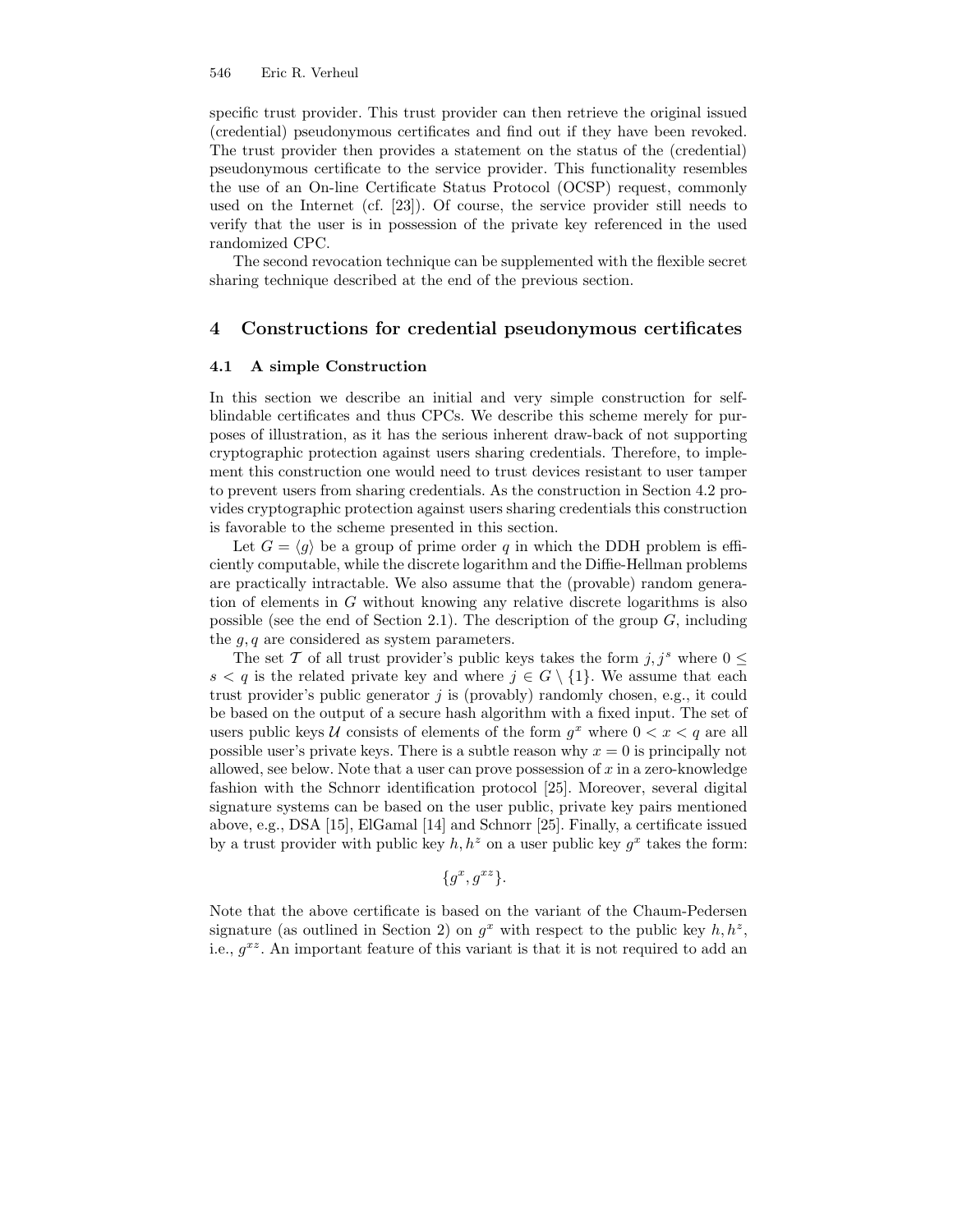specific trust provider. This trust provider can then retrieve the original issued (credential) pseudonymous certificates and find out if they have been revoked. The trust provider then provides a statement on the status of the (credential) pseudonymous certificate to the service provider. This functionality resembles the use of an On-line Certificate Status Protocol (OCSP) request, commonly used on the Internet (cf. [23]). Of course, the service provider still needs to verify that the user is in possession of the private key referenced in the used randomized CPC.

The second revocation technique can be supplemented with the flexible secret sharing technique described at the end of the previous section.

## 4 Constructions for credential pseudonymous certificates

### 4.1 A simple Construction

In this section we describe an initial and very simple construction for self-blindable certificates and thus CPCs. We describe this scheme merely for purposes of illustration, as it has the serious inherent draw-back of not supporting cryptographic protection against users sharing credentials. Therefore, to implement this construction one would need to trust devices resistant to user tamper to prevent users from sharing credentials. As the construction in Section 4.2 provides cryptographic protection against users sharing credentials this construction is favorable to the scheme presented in this section.

Let $G = \langle g \rangle$ be a group of prime order $q$ in which the DDH problem is efficiently computable, while the discrete logarithm and the Diffie-Hellman problems are practically intractable. We also assume that the (provable) random generation of elements in $G$ without knowing any relative discrete logarithms is also possible (see the end of Section 2.1). The description of the group $G$, including the $g, q$ are considered as system parameters.

The set $\mathcal{T}$ of all trust provider's public keys takes the form $j, j^s$ where $0 \leq s < q$ is the related private key and where $j \in G \setminus \{1\}$. We assume that each trust provider's public generator $j$ is (provably) randomly chosen, e.g., it could be based on the output of a secure hash algorithm with a fixed input. The set of users public keys $\mathcal{U}$ consists of elements of the form $g^x$ where $0 < x < q$ are all possible user's private keys. There is a subtle reason why $x = 0$ is principally not allowed, see below. Note that a user can prove possession of $x$ in a zero-knowledge fashion with the Schnorr identification protocol [25]. Moreover, several digital signature systems can be based on the user public, private key pairs mentioned above, e.g., DSA [15], ElGamal [14] and Schnorr [25]. Finally, a certificate issued by a trust provider with public key $h, h^z$ on a user public key $g^x$ takes the form:

$$\{g^x, g^{xz}\}.$$

Note that the above certificate is based on the variant of the Chaum-Pedersen signature (as outlined in Section 2) on $g^x$ with respect to the public key $h, h^z$, i.e., $g^{xz}$. An important feature of this variant is that it is not required to add an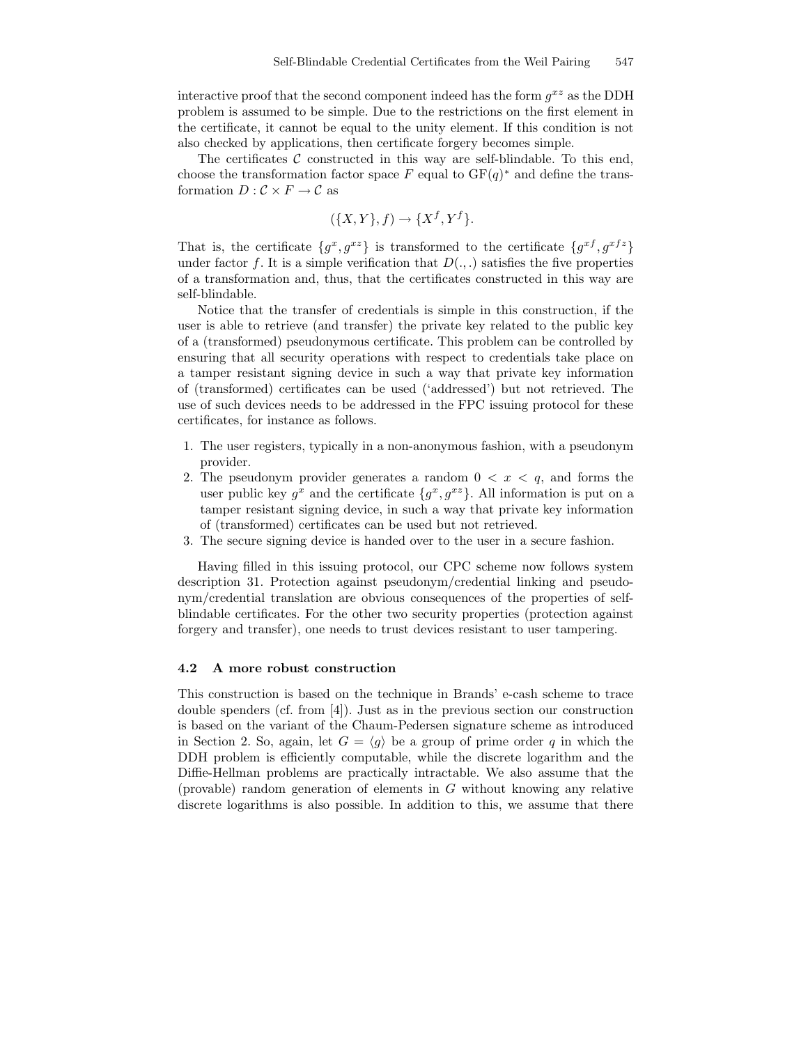interactive proof that the second component indeed has the form $g^{xz}$ as the DDH problem is assumed to be simple. Due to the restrictions on the first element in the certificate, it cannot be equal to the unity element. If this condition is not also checked by applications, then certificate forgery becomes simple.

The certificates $\mathcal{C}$ constructed in this way are self-blindable. To this end, choose the transformation factor space $F$ equal to $\mathrm{GF}(q)^*$ and define the transformation $D : \mathcal{C} \times F \to \mathcal{C}$ as

$$(\{X, Y\}, f) \to \{X^f, Y^f\}.$$

That is, the certificate $\{g^x, g^{xz}\}$ is transformed to the certificate $\{g^{xf}, g^{xfz}\}$ under factor $f$. It is a simple verification that $D(.,.)$ satisfies the five properties of a transformation and, thus, that the certificates constructed in this way are self-blindable.

Notice that the transfer of credentials is simple in this construction, if the user is able to retrieve (and transfer) the private key related to the public key of a (transformed) pseudonymous certificate. This problem can be controlled by ensuring that all security operations with respect to credentials take place on a tamper resistant signing device in such a way that private key information of (transformed) certificates can be used ('addressed') but not retrieved. The use of such devices needs to be addressed in the FPC issuing protocol for these certificates, for instance as follows.

1. The user registers, typically in a non-anonymous fashion, with a pseudonym provider.
2. The pseudonym provider generates a random $0 < x < q$, and forms the user public key $g^x$ and the certificate $\{g^x, g^{xz}\}$. All information is put on a tamper resistant signing device, in such a way that private key information of (transformed) certificates can be used but not retrieved.
3. The secure signing device is handed over to the user in a secure fashion.

Having filled in this issuing protocol, our CPC scheme now follows system description 31. Protection against pseudonym/credential linking and pseudonym/credential translation are obvious consequences of the properties of self-blindable certificates. For the other two security properties (protection against forgery and transfer), one needs to trust devices resistant to user tampering.

### 4.2 A more robust construction

This construction is based on the technique in Brands' e-cash scheme to trace double spenders (cf. from [4]). Just as in the previous section our construction is based on the variant of the Chaum-Pedersen signature scheme as introduced in Section 2. So, again, let $G = \langle g \rangle$ be a group of prime order $q$ in which the DDH problem is efficiently computable, while the discrete logarithm and the Diffie-Hellman problems are practically intractable. We also assume that the (provable) random generation of elements in $G$ without knowing any relative discrete logarithms is also possible. In addition to this, we assume that there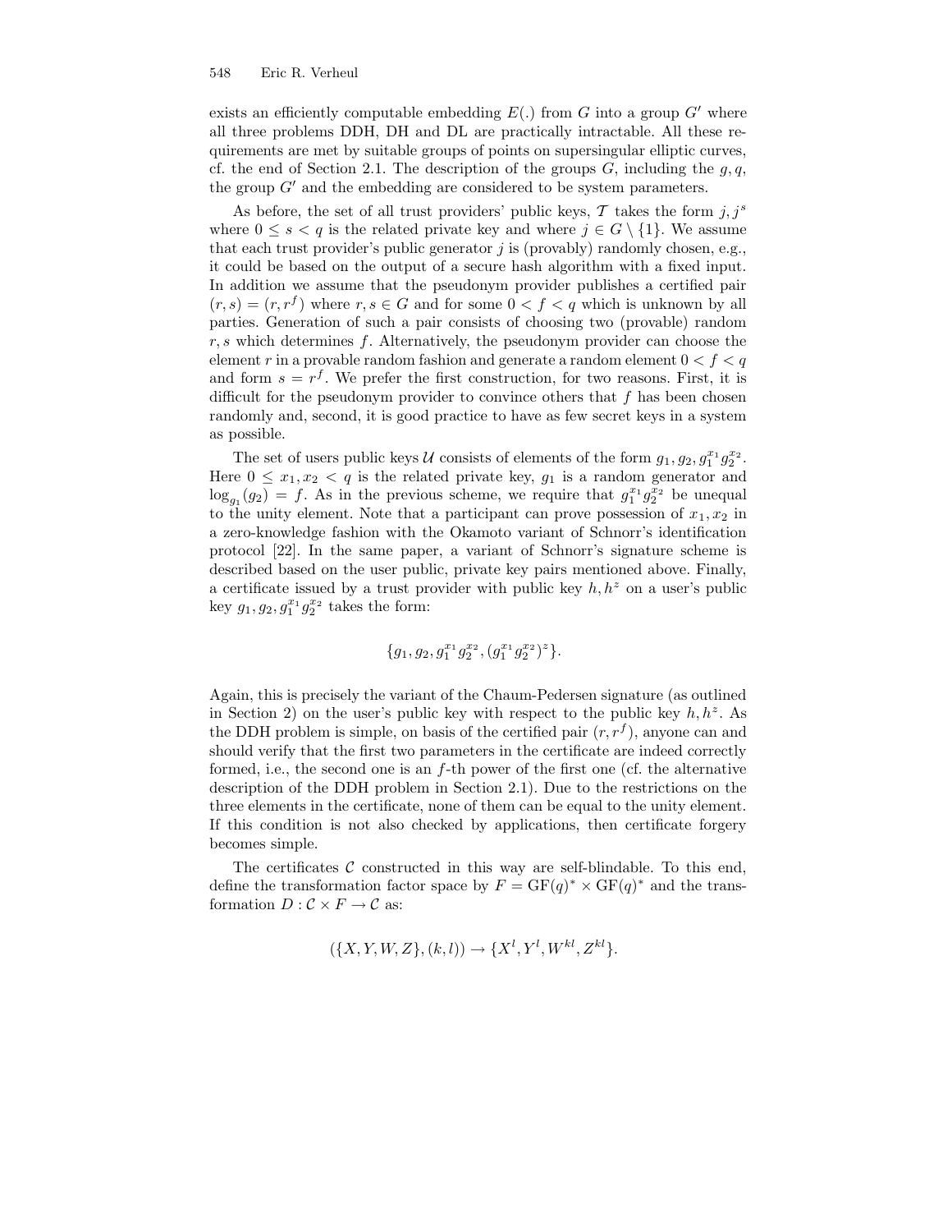exists an efficiently computable embedding $E(.)$ from $G$ into a group $G'$ where all three problems DDH, DH and DL are practically intractable. All these requirements are met by suitable groups of points on supersingular elliptic curves, cf. the end of Section 2.1. The description of the groups $G$, including the $g, q$, the group $G'$ and the embedding are considered to be system parameters.

As before, the set of all trust providers' public keys, $\mathcal{T}$ takes the form $j, j^s$ where $0 \leq s < q$ is the related private key and where $j \in G \setminus \{1\}$. We assume that each trust provider's public generator $j$ is (provably) randomly chosen, e.g., it could be based on the output of a secure hash algorithm with a fixed input. In addition we assume that the pseudonym provider publishes a certified pair $(r, s) = (r, r^f)$ where $r, s \in G$ and for some $0 < f < q$ which is unknown by all parties. Generation of such a pair consists of choosing two (provable) random $r, s$ which determines $f$. Alternatively, the pseudonym provider can choose the element $r$ in a provable random fashion and generate a random element $0 < f < q$ and form $s = r^f$. We prefer the first construction, for two reasons. First, it is difficult for the pseudonym provider to convince others that $f$ has been chosen randomly and, second, it is good practice to have as few secret keys in a system as possible.

The set of users public keys $\mathcal{U}$ consists of elements of the form $g_1, g_2, g_1^{x_1} g_2^{x_2}$. Here $0 \leq x_1, x_2 < q$ is the related private key, $g_1$ is a random generator and $\log_{g_1}(g_2) = f$. As in the previous scheme, we require that $g_1^{x_1} g_2^{x_2}$ be unequal to the unity element. Note that a participant can prove possession of $x_1, x_2$ in a zero-knowledge fashion with the Okamoto variant of Schnorr's identification protocol [22]. In the same paper, a variant of Schnorr's signature scheme is described based on the user public, private key pairs mentioned above. Finally, a certificate issued by a trust provider with public key $h, h^z$ on a user's public key $g_1, g_2, g_1^{x_1} g_2^{x_2}$ takes the form:

$$\{g_1, g_2, g_1^{x_1} g_2^{x_2}, (g_1^{x_1} g_2^{x_2})^z\}.$$

Again, this is precisely the variant of the Chaum-Pedersen signature (as outlined in Section 2) on the user's public key with respect to the public key $h, h^z$. As the DDH problem is simple, on basis of the certified pair $(r, r^f)$, anyone can and should verify that the first two parameters in the certificate are indeed correctly formed, i.e., the second one is an $f$-th power of the first one (cf. the alternative description of the DDH problem in Section 2.1). Due to the restrictions on the three elements in the certificate, none of them can be equal to the unity element. If this condition is not also checked by applications, then certificate forgery becomes simple.

The certificates $\mathcal{C}$ constructed in this way are self-blindable. To this end, define the transformation factor space by $F = \mathrm{GF}(q)^* \times \mathrm{GF}(q)^*$ and the transformation $D : \mathcal{C} \times F \to \mathcal{C}$ as:

$$(\{X, Y, W, Z\}, (k, l)) \to \{X^l, Y^l, W^{kl}, Z^{kl}\}.$$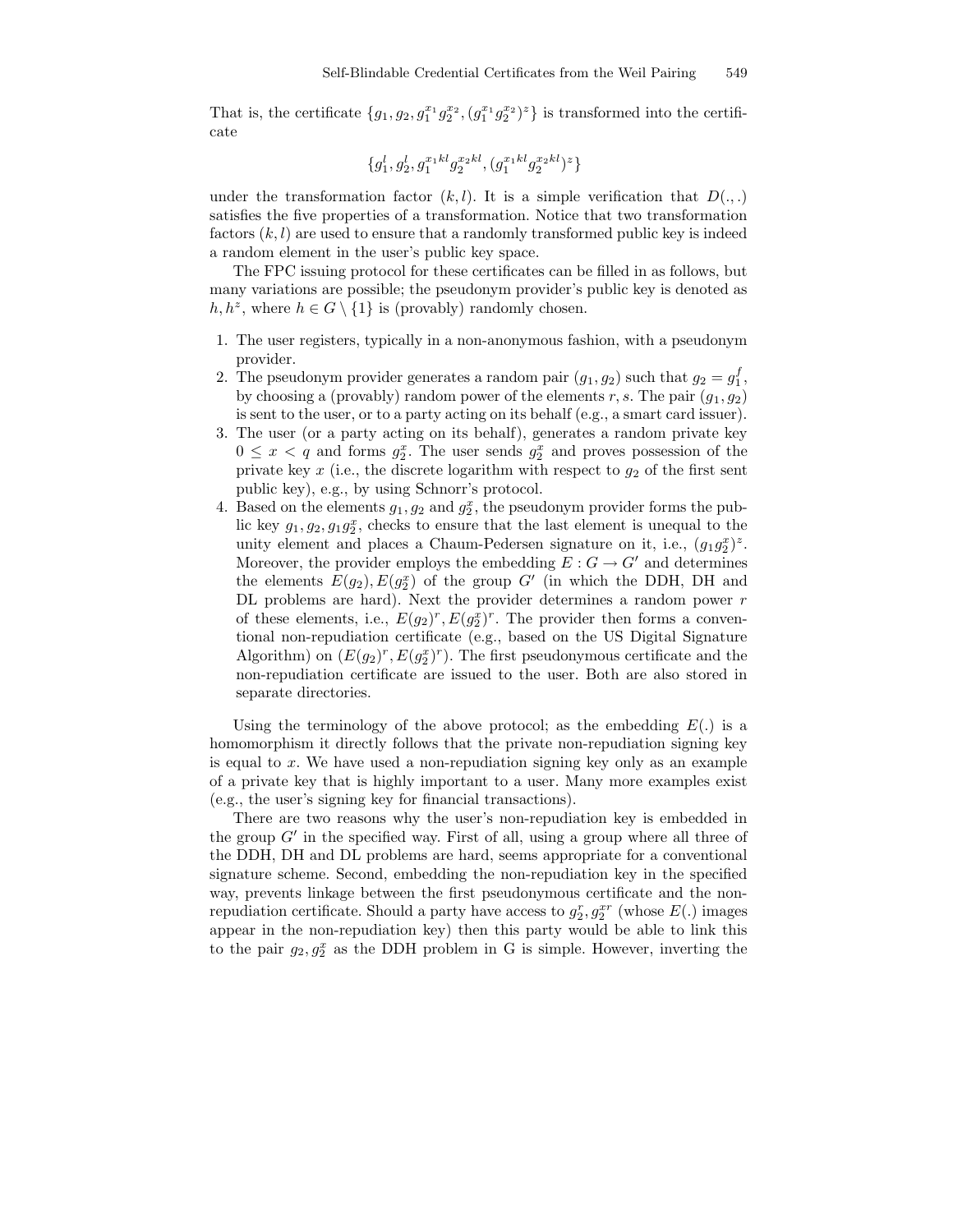That is, the certificate $\{g_1, g_2, g_1^{x_1} g_2^{x_2}, (g_1^{x_1} g_2^{x_2})^z\}$ is transformed into the certificate

$$\{g_1^l, g_2^l, g_1^{x_1 kl} g_2^{x_2 kl}, (g_1^{x_1 kl} g_2^{x_2 kl})^z\}$$

under the transformation factor $(k, l)$. It is a simple verification that $D(.,.)$ satisfies the five properties of a transformation. Notice that two transformation factors $(k, l)$ are used to ensure that a randomly transformed public key is indeed a random element in the user's public key space.

The FPC issuing protocol for these certificates can be filled in as follows, but many variations are possible; the pseudonym provider's public key is denoted as $h, h^z$, where $h \in G \setminus \{1\}$ is (provably) randomly chosen.

1. The user registers, typically in a non-anonymous fashion, with a pseudonym provider.
2. The pseudonym provider generates a random pair $(g_1, g_2)$ such that $g_2 = g_1^f$, by choosing a (provably) random power of the elements $r, s$. The pair $(g_1, g_2)$ is sent to the user, or to a party acting on its behalf (e.g., a smart card issuer).
3. The user (or a party acting on its behalf), generates a random private key $0 \leq x < q$ and forms $g_2^x$. The user sends $g_2^x$ and proves possession of the private key $x$ (i.e., the discrete logarithm with respect to $g_2$ of the first sent public key), e.g., by using Schnorr's protocol.
4. Based on the elements $g_1, g_2$ and $g_2^x$, the pseudonym provider forms the public key $g_1, g_2, g_1 g_2^x$, checks to ensure that the last element is unequal to the unity element and places a Chaum-Pedersen signature on it, i.e., $(g_1 g_2^x)^z$. Moreover, the provider employs the embedding $E : G \rightarrow G'$ and determines the elements $E(g_2), E(g_2^x)$ of the group $G'$ (in which the DDH, DH and DL problems are hard). Next the provider determines a random power $r$ of these elements, i.e., $E(g_2)^r, E(g_2^x)^r$. The provider then forms a conventional non-repudiation certificate (e.g., based on the US Digital Signature Algorithm) on $(E(g_2)^r, E(g_2^x)^r)$. The first pseudonymous certificate and the non-repudiation certificate are issued to the user. Both are also stored in separate directories.

Using the terminology of the above protocol; as the embedding $E(.)$ is a homomorphism it directly follows that the private non-repudiation signing key is equal to $x$. We have used a non-repudiation signing key only as an example of a private key that is highly important to a user. Many more examples exist (e.g., the user's signing key for financial transactions).

There are two reasons why the user's non-repudiation key is embedded in the group $G'$ in the specified way. First of all, using a group where all three of the DDH, DH and DL problems are hard, seems appropriate for a conventional signature scheme. Second, embedding the non-repudiation key in the specified way, prevents linkage between the first pseudonymous certificate and the non-repudiation certificate. Should a party have access to $g_2^r, g_2^{xr}$ (whose $E(.)$ images appear in the non-repudiation key) then this party would be able to link this to the pair $g_2, g_2^x$ as the DDH problem in G is simple. However, inverting the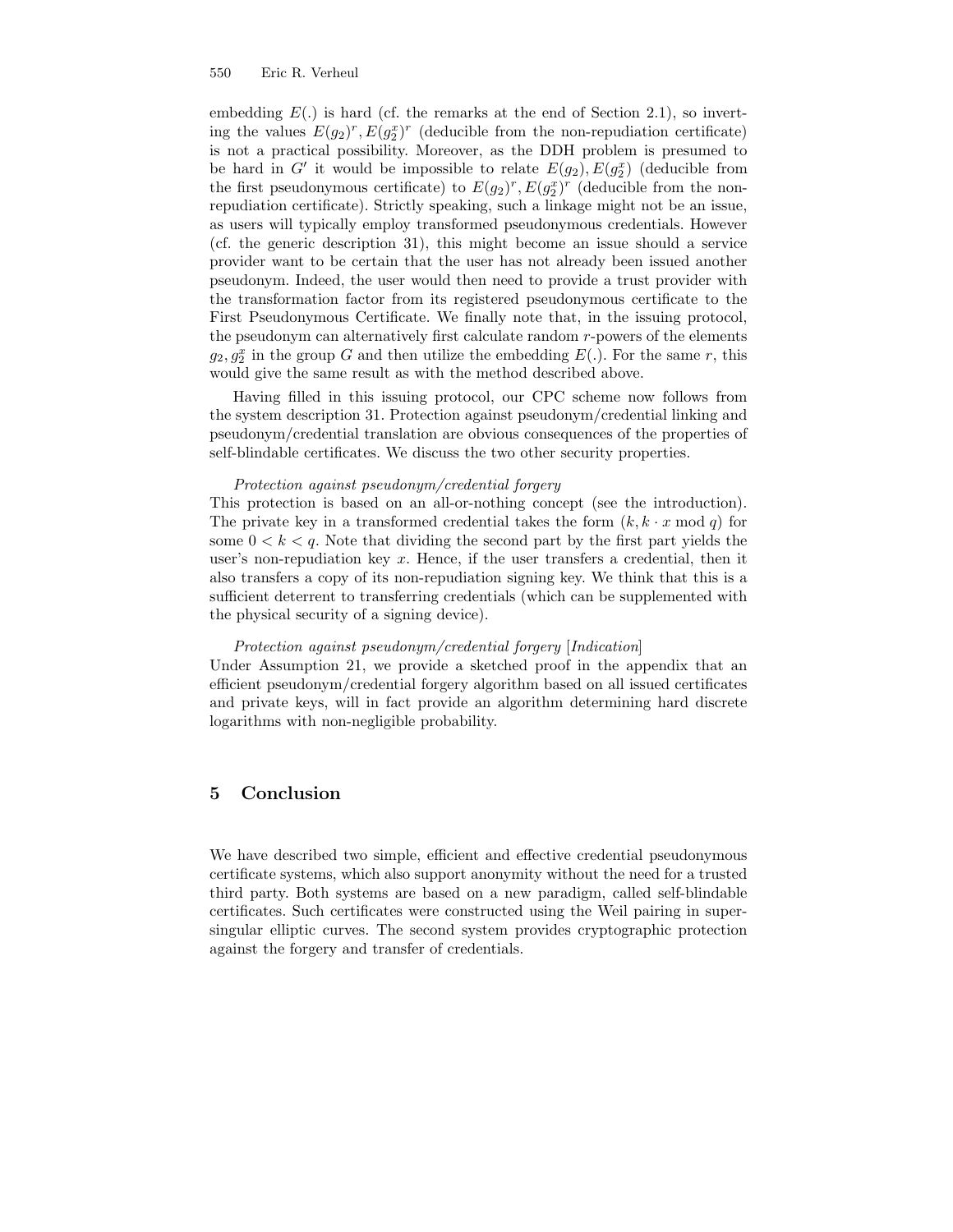embedding $E(.)$ is hard (cf. the remarks at the end of Section 2.1), so inverting the values $E(g_2)^r, E(g_2^x)^r$ (deducible from the non-repudiation certificate) is not a practical possibility. Moreover, as the DDH problem is presumed to be hard in $G'$ it would be impossible to relate $E(g_2), E(g_2^x)$ (deducible from the first pseudonymous certificate) to $E(g_2)^r, E(g_2^x)^r$ (deducible from the non-repudiation certificate). Strictly speaking, such a linkage might not be an issue, as users will typically employ transformed pseudonymous credentials. However (cf. the generic description 31), this might become an issue should a service provider want to be certain that the user has not already been issued another pseudonym. Indeed, the user would then need to provide a trust provider with the transformation factor from its registered pseudonymous certificate to the First Pseudonymous Certificate. We finally note that, in the issuing protocol, the pseudonym can alternatively first calculate random $r$-powers of the elements $g_2, g_2^x$ in the group $G$ and then utilize the embedding $E(.)$. For the same $r$, this would give the same result as with the method described above.

Having filled in this issuing protocol, our CPC scheme now follows from the system description 31. Protection against pseudonym/credential linking and pseudonym/credential translation are obvious consequences of the properties of self-blindable certificates. We discuss the two other security properties.

*Protection against pseudonym/credential forgery*
This protection is based on an all-or-nothing concept (see the introduction). The private key in a transformed credential takes the form $(k, k \cdot x \bmod q)$ for some $0 < k < q$. Note that dividing the second part by the first part yields the user's non-repudiation key $x$. Hence, if the user transfers a credential, then it also transfers a copy of its non-repudiation signing key. We think that this is a sufficient deterrent to transferring credentials (which can be supplemented with the physical security of a signing device).

*Protection against pseudonym/credential forgery [Indication]*
Under Assumption 21, we provide a sketched proof in the appendix that an efficient pseudonym/credential forgery algorithm based on all issued certificates and private keys, will in fact provide an algorithm determining hard discrete logarithms with non-negligible probability.

## 5 Conclusion

We have described two simple, efficient and effective credential pseudonymous certificate systems, which also support anonymity without the need for a trusted third party. Both systems are based on a new paradigm, called self-blindable certificates. Such certificates were constructed using the Weil pairing in supersingular elliptic curves. The second system provides cryptographic protection against the forgery and transfer of credentials.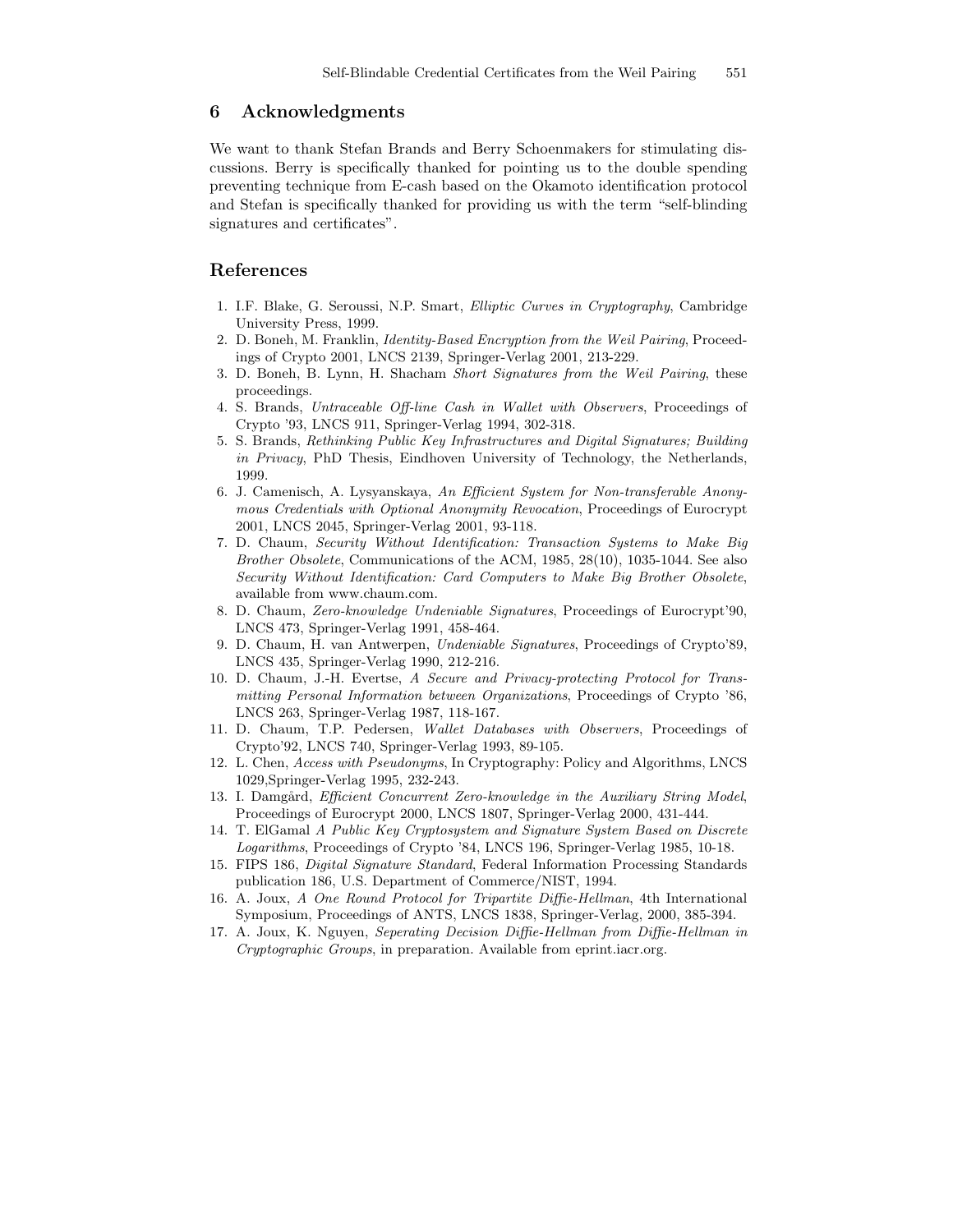## 6 Acknowledgments

We want to thank Stefan Brands and Berry Schoenmakers for stimulating discussions. Berry is specifically thanked for pointing us to the double spending preventing technique from E-cash based on the Okamoto identification protocol and Stefan is specifically thanked for providing us with the term "self-blinding signatures and certificates".

## References

1. I.F. Blake, G. Seroussi, N.P. Smart, *Elliptic Curves in Cryptography*, Cambridge University Press, 1999.
2. D. Boneh, M. Franklin, *Identity-Based Encryption from the Weil Pairing*, Proceedings of Crypto 2001, LNCS 2139, Springer-Verlag 2001, 213-229.
3. D. Boneh, B. Lynn, H. Shacham *Short Signatures from the Weil Pairing*, these proceedings.
4. S. Brands, *Untraceable Off-line Cash in Wallet with Observers*, Proceedings of Crypto '93, LNCS 911, Springer-Verlag 1994, 302-318.
5. S. Brands, *Rethinking Public Key Infrastructures and Digital Signatures; Building in Privacy*, PhD Thesis, Eindhoven University of Technology, the Netherlands, 1999.
6. J. Camenisch, A. Lysyanskaya, *An Efficient System for Non-transferable Anonymous Credentials with Optional Anonymity Revocation*, Proceedings of Eurocrypt 2001, LNCS 2045, Springer-Verlag 2001, 93-118.
7. D. Chaum, *Security Without Identification: Transaction Systems to Make Big Brother Obsolete*, Communications of the ACM, 1985, 28(10), 1035-1044. See also *Security Without Identification: Card Computers to Make Big Brother Obsolete*, available from www.chaum.com.
8. D. Chaum, *Zero-knowledge Undeniable Signatures*, Proceedings of Eurocrypt'90, LNCS 473, Springer-Verlag 1991, 458-464.
9. D. Chaum, H. van Antwerpen, *Undeniable Signatures*, Proceedings of Crypto'89, LNCS 435, Springer-Verlag 1990, 212-216.
10. D. Chaum, J.-H. Evertse, *A Secure and Privacy-protecting Protocol for Transmitting Personal Information between Organizations*, Proceedings of Crypto '86, LNCS 263, Springer-Verlag 1987, 118-167.
11. D. Chaum, T.P. Pedersen, *Wallet Databases with Observers*, Proceedings of Crypto'92, LNCS 740, Springer-Verlag 1993, 89-105.
12. L. Chen, *Access with Pseudonyms*, In Cryptography: Policy and Algorithms, LNCS 1029,Springer-Verlag 1995, 232-243.
13. I. Damgård, *Efficient Concurrent Zero-knowledge in the Auxiliary String Model*, Proceedings of Eurocrypt 2000, LNCS 1807, Springer-Verlag 2000, 431-444.
14. T. ElGamal *A Public Key Cryptosystem and Signature System Based on Discrete Logarithms*, Proceedings of Crypto '84, LNCS 196, Springer-Verlag 1985, 10-18.
15. FIPS 186, *Digital Signature Standard*, Federal Information Processing Standards publication 186, U.S. Department of Commerce/NIST, 1994.
16. A. Joux, *A One Round Protocol for Tripartite Diffie-Hellman*, 4th International Symposium, Proceedings of ANTS, LNCS 1838, Springer-Verlag, 2000, 385-394.
17. A. Joux, K. Nguyen, *Seperating Decision Diffie-Hellman from Diffie-Hellman in Cryptographic Groups*, in preparation. Available from eprint.iacr.org.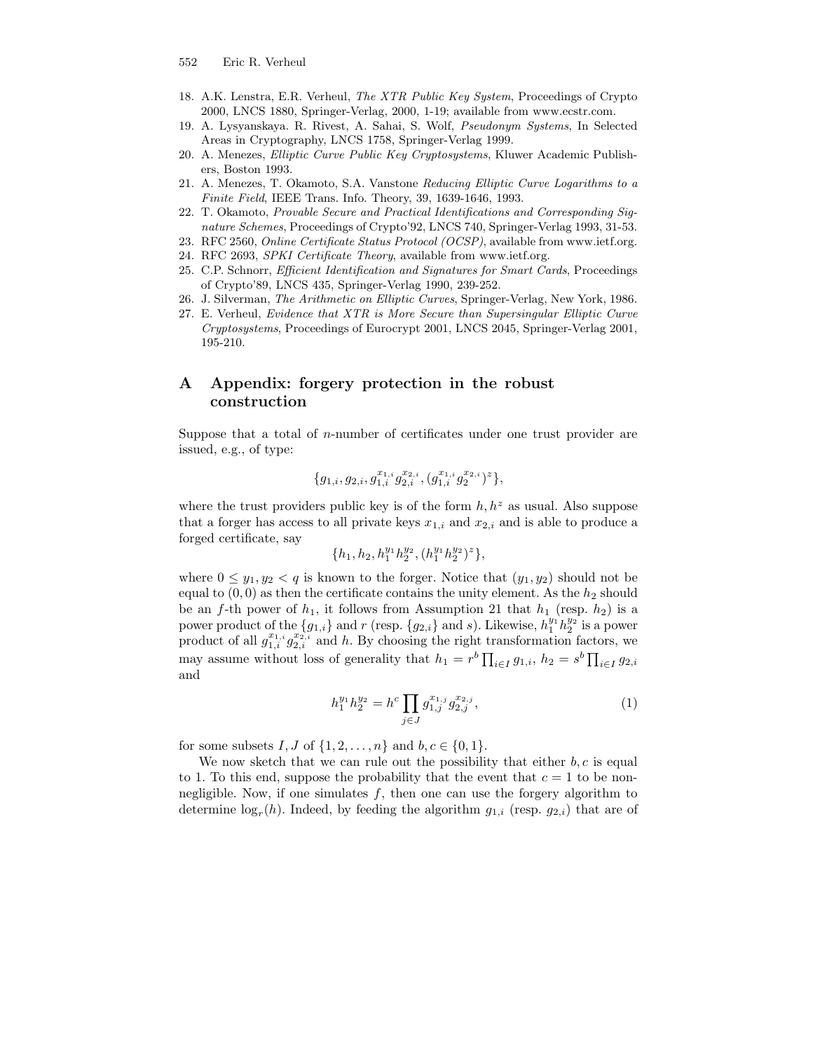18. A.K. Lenstra, E.R. Verheul, *The XTR Public Key System*, Proceedings of Crypto 2000, LNCS 1880, Springer-Verlag, 2000, 1-19; available from www.ecstr.com.
19. A. Lysyanskaya. R. Rivest, A. Sahai, S. Wolf, *Pseudonym Systems*, In Selected Areas in Cryptography, LNCS 1758, Springer-Verlag 1999.
20. A. Menezes, *Elliptic Curve Public Key Cryptosystems*, Kluwer Academic Publishers, Boston 1993.
21. A. Menezes, T. Okamoto, S.A. Vanstone *Reducing Elliptic Curve Logarithms to a Finite Field*, IEEE Trans. Info. Theory, 39, 1639-1646, 1993.
22. T. Okamoto, *Provable Secure and Practical Identifications and Corresponding Signature Schemes*, Proceedings of Crypto'92, LNCS 740, Springer-Verlag 1993, 31-53.
23. RFC 2560, *Online Certificate Status Protocol (OCSP)*, available from www.ietf.org.
24. RFC 2693, *SPKI Certificate Theory*, available from www.ietf.org.
25. C.P. Schnorr, *Efficient Identification and Signatures for Smart Cards*, Proceedings of Crypto'89, LNCS 435, Springer-Verlag 1990, 239-252.
26. J. Silverman, *The Arithmetic on Elliptic Curves*, Springer-Verlag, New York, 1986.
27. E. Verheul, *Evidence that XTR is More Secure than Supersingular Elliptic Curve Cryptosystems*, Proceedings of Eurocrypt 2001, LNCS 2045, Springer-Verlag 2001, 195-210.

# A Appendix: forgery protection in the robust construction

Suppose that a total of $n$-number of certificates under one trust provider are issued, e.g., of type:

$$\{g_{1,i}, g_{2,i}, g_{1,i}^{x_{1,i}} g_{2,i}^{x_{2,i}}, (g_{1,i}^{x_{1,i}} g_2^{x_{2,i}})^z\},$$

where the trust providers public key is of the form $h, h^z$ as usual. Also suppose that a forger has access to all private keys $x_{1,i}$ and $x_{2,i}$ and is able to produce a forged certificate, say

$$\{h_1, h_2, h_1^{y_1} h_2^{y_2}, (h_1^{y_1} h_2^{y_2})^z\},$$

where $0 \leq y_1, y_2 < q$ is known to the forger. Notice that $(y_1, y_2)$ should not be equal to $(0, 0)$ as then the certificate contains the unity element. As the $h_2$ should be an $f$-th power of $h_1$, it follows from Assumption 21 that $h_1$ (resp. $h_2$) is a power product of the $\{g_{1,i}\}$ and $r$ (resp. $\{g_{2,i}\}$ and $s$). Likewise, $h_1^{y_1} h_2^{y_2}$ is a power product of all $g_{1,i}^{x_{1,i}} g_{2,i}^{x_{2,i}}$ and $h$. By choosing the right transformation factors, we may assume without loss of generality that $h_1 = r^b \prod_{i \in I} g_{1,i}$, $h_2 = s^b \prod_{i \in I} g_{2,i}$ and

$$h_1^{y_1} h_2^{y_2} = h^c \prod_{j \in J} g_{1,j}^{x_{1,j}} g_{2,j}^{x_{2,j}}, \tag{1}$$

for some subsets $I, J$ of $\{1, 2, \ldots, n\}$ and $b, c \in \{0, 1\}$.

We now sketch that we can rule out the possibility that either $b, c$ is equal to 1. To this end, suppose the probability that the event that $c = 1$ to be non-negligible. Now, if one simulates $f$, then one can use the forgery algorithm to determine $\log_r(h)$. Indeed, by feeding the algorithm $g_{1,i}$ (resp. $g_{2,i}$) that are of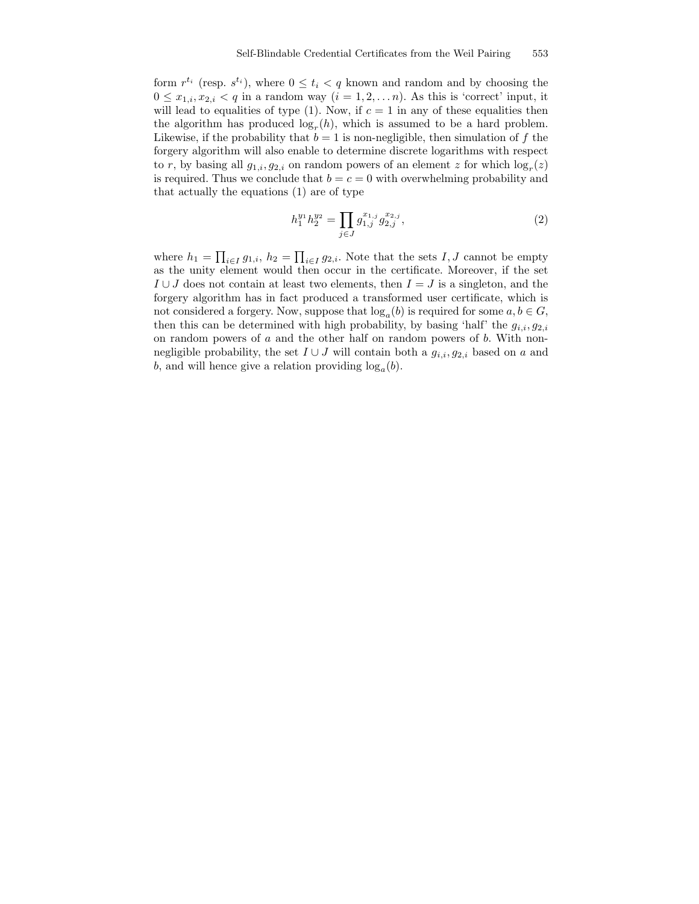form $r^{t_i}$ (resp. $s^{t_i}$), where $0 \leq t_i < q$ known and random and by choosing the $0 \leq x_{1,i}, x_{2,i} < q$ in a random way ($i = 1, 2, \ldots n$). As this is 'correct' input, it will lead to equalities of type (1). Now, if $c = 1$ in any of these equalities then the algorithm has produced $\log_r(h)$, which is assumed to be a hard problem. Likewise, if the probability that $b = 1$ is non-negligible, then simulation of $f$ the forgery algorithm will also enable to determine discrete logarithms with respect to $r$, by basing all $g_{1,i}, g_{2,i}$ on random powers of an element $z$ for which $\log_r(z)$ is required. Thus we conclude that $b = c = 0$ with overwhelming probability and that actually the equations (1) are of type

$$h_1^{y_1} h_2^{y_2} = \prod_{j \in J} g_{1,j}^{x_{1,j}} g_{2,j}^{x_{2,j}}, \tag{2}$$

where $h_1 = \prod_{i \in I} g_{1,i}$, $h_2 = \prod_{i \in I} g_{2,i}$. Note that the sets $I, J$ cannot be empty as the unity element would then occur in the certificate. Moreover, if the set $I \cup J$ does not contain at least two elements, then $I = J$ is a singleton, and the forgery algorithm has in fact produced a transformed user certificate, which is not considered a forgery. Now, suppose that $\log_a(b)$ is required for some $a, b \in G$, then this can be determined with high probability, by basing 'half' the $g_{i,i}, g_{2,i}$ on random powers of $a$ and the other half on random powers of $b$. With non-negligible probability, the set $I \cup J$ will contain both a $g_{i,i}, g_{2,i}$ based on $a$ and $b$, and will hence give a relation providing $\log_a(b)$.